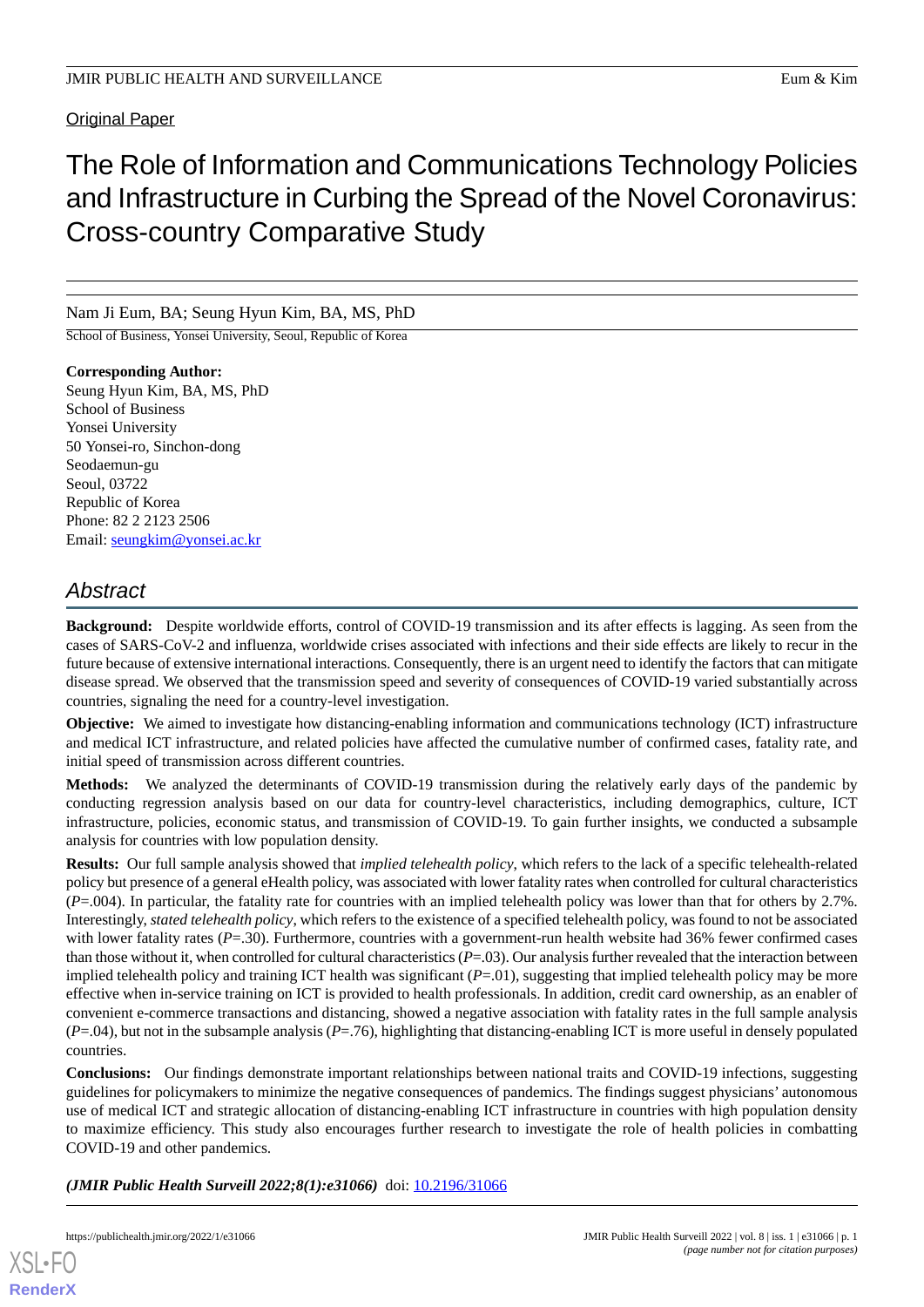Original Paper

# The Role of Information and Communications Technology Policies and Infrastructure in Curbing the Spread of the Novel Coronavirus: Cross-country Comparative Study

Nam Ji Eum, BA; Seung Hyun Kim, BA, MS, PhD

School of Business, Yonsei University, Seoul, Republic of Korea

**Corresponding Author:**
Seung Hyun Kim, BA, MS, PhD
School of Business
Yonsei University
50 Yonsei-ro, Sinchon-dong
Seodaemun-gu
Seoul, 03722
Republic of Korea
Phone: 82 2 2123 2506
Email: seungkim@yonsei.ac.kr

## Abstract

**Background:** Despite worldwide efforts, control of COVID-19 transmission and its after effects is lagging. As seen from the cases of SARS-CoV-2 and influenza, worldwide crises associated with infections and their side effects are likely to recur in the future because of extensive international interactions. Consequently, there is an urgent need to identify the factors that can mitigate disease spread. We observed that the transmission speed and severity of consequences of COVID-19 varied substantially across countries, signaling the need for a country-level investigation.

**Objective:** We aimed to investigate how distancing-enabling information and communications technology (ICT) infrastructure and medical ICT infrastructure, and related policies have affected the cumulative number of confirmed cases, fatality rate, and initial speed of transmission across different countries.

**Methods:** We analyzed the determinants of COVID-19 transmission during the relatively early days of the pandemic by conducting regression analysis based on our data for country-level characteristics, including demographics, culture, ICT infrastructure, policies, economic status, and transmission of COVID-19. To gain further insights, we conducted a subsample analysis for countries with low population density.

**Results:** Our full sample analysis showed that *implied telehealth policy*, which refers to the lack of a specific telehealth-related policy but presence of a general eHealth policy, was associated with lower fatality rates when controlled for cultural characteristics (*P*=.004). In particular, the fatality rate for countries with an implied telehealth policy was lower than that for others by 2.7%. Interestingly, *stated telehealth policy*, which refers to the existence of a specified telehealth policy, was found to not be associated with lower fatality rates (*P*=.30). Furthermore, countries with a government-run health website had 36% fewer confirmed cases than those without it, when controlled for cultural characteristics (*P*=.03). Our analysis further revealed that the interaction between implied telehealth policy and training ICT health was significant (*P*=.01), suggesting that implied telehealth policy may be more effective when in-service training on ICT is provided to health professionals. In addition, credit card ownership, as an enabler of convenient e-commerce transactions and distancing, showed a negative association with fatality rates in the full sample analysis (*P*=.04), but not in the subsample analysis (*P*=.76), highlighting that distancing-enabling ICT is more useful in densely populated countries.

**Conclusions:** Our findings demonstrate important relationships between national traits and COVID-19 infections, suggesting guidelines for policymakers to minimize the negative consequences of pandemics. The findings suggest physicians' autonomous use of medical ICT and strategic allocation of distancing-enabling ICT infrastructure in countries with high population density to maximize efficiency. This study also encourages further research to investigate the role of health policies in combatting COVID-19 and other pandemics.

***(JMIR Public Health Surveill 2022;8(1):e31066)*** doi: 10.2196/31066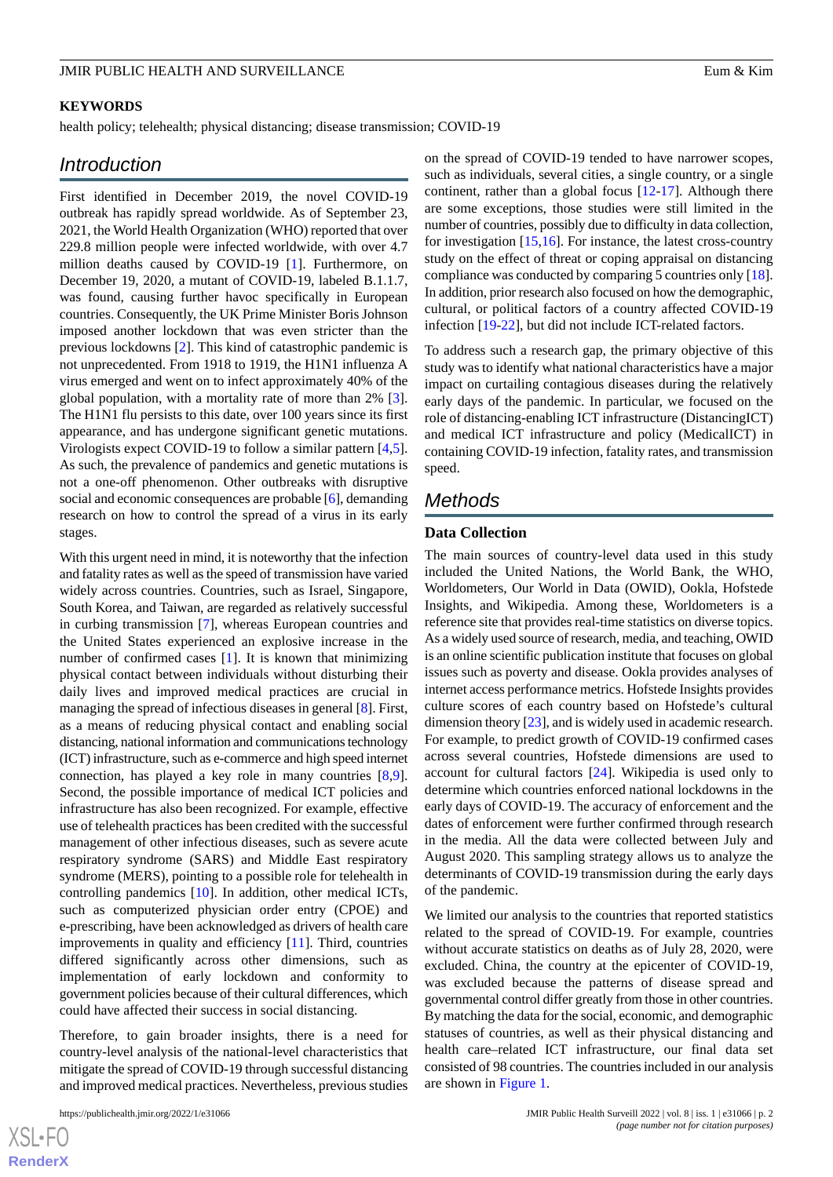**KEYWORDS**

health policy; telehealth; physical distancing; disease transmission; COVID-19

## Introduction

First identified in December 2019, the novel COVID-19 outbreak has rapidly spread worldwide. As of September 23, 2021, the World Health Organization (WHO) reported that over 229.8 million people were infected worldwide, with over 4.7 million deaths caused by COVID-19 [1]. Furthermore, on December 19, 2020, a mutant of COVID-19, labeled B.1.1.7, was found, causing further havoc specifically in European countries. Consequently, the UK Prime Minister Boris Johnson imposed another lockdown that was even stricter than the previous lockdowns [2]. This kind of catastrophic pandemic is not unprecedented. From 1918 to 1919, the H1N1 influenza A virus emerged and went on to infect approximately 40% of the global population, with a mortality rate of more than 2% [3]. The H1N1 flu persists to this date, over 100 years since its first appearance, and has undergone significant genetic mutations. Virologists expect COVID-19 to follow a similar pattern [4,5]. As such, the prevalence of pandemics and genetic mutations is not a one-off phenomenon. Other outbreaks with disruptive social and economic consequences are probable [6], demanding research on how to control the spread of a virus in its early stages.

With this urgent need in mind, it is noteworthy that the infection and fatality rates as well as the speed of transmission have varied widely across countries. Countries, such as Israel, Singapore, South Korea, and Taiwan, are regarded as relatively successful in curbing transmission [7], whereas European countries and the United States experienced an explosive increase in the number of confirmed cases [1]. It is known that minimizing physical contact between individuals without disturbing their daily lives and improved medical practices are crucial in managing the spread of infectious diseases in general [8]. First, as a means of reducing physical contact and enabling social distancing, national information and communications technology (ICT) infrastructure, such as e-commerce and high speed internet connection, has played a key role in many countries [8,9]. Second, the possible importance of medical ICT policies and infrastructure has also been recognized. For example, effective use of telehealth practices has been credited with the successful management of other infectious diseases, such as severe acute respiratory syndrome (SARS) and Middle East respiratory syndrome (MERS), pointing to a possible role for telehealth in controlling pandemics [10]. In addition, other medical ICTs, such as computerized physician order entry (CPOE) and e-prescribing, have been acknowledged as drivers of health care improvements in quality and efficiency [11]. Third, countries differed significantly across other dimensions, such as implementation of early lockdown and conformity to government policies because of their cultural differences, which could have affected their success in social distancing.

Therefore, to gain broader insights, there is a need for country-level analysis of the national-level characteristics that mitigate the spread of COVID-19 through successful distancing and improved medical practices. Nevertheless, previous studies on the spread of COVID-19 tended to have narrower scopes, such as individuals, several cities, a single country, or a single continent, rather than a global focus [12-17]. Although there are some exceptions, those studies were still limited in the number of countries, possibly due to difficulty in data collection, for investigation [15,16]. For instance, the latest cross-country study on the effect of threat or coping appraisal on distancing compliance was conducted by comparing 5 countries only [18]. In addition, prior research also focused on how the demographic, cultural, or political factors of a country affected COVID-19 infection [19-22], but did not include ICT-related factors.

To address such a research gap, the primary objective of this study was to identify what national characteristics have a major impact on curtailing contagious diseases during the relatively early days of the pandemic. In particular, we focused on the role of distancing-enabling ICT infrastructure (DistancingICT) and medical ICT infrastructure and policy (MedicalICT) in containing COVID-19 infection, fatality rates, and transmission speed.

## Methods

### Data Collection

The main sources of country-level data used in this study included the United Nations, the World Bank, the WHO, Worldometers, Our World in Data (OWID), Ookla, Hofstede Insights, and Wikipedia. Among these, Worldometers is a reference site that provides real-time statistics on diverse topics. As a widely used source of research, media, and teaching, OWID is an online scientific publication institute that focuses on global issues such as poverty and disease. Ookla provides analyses of internet access performance metrics. Hofstede Insights provides culture scores of each country based on Hofstede's cultural dimension theory [23], and is widely used in academic research. For example, to predict growth of COVID-19 confirmed cases across several countries, Hofstede dimensions are used to account for cultural factors [24]. Wikipedia is used only to determine which countries enforced national lockdowns in the early days of COVID-19. The accuracy of enforcement and the dates of enforcement were further confirmed through research in the media. All the data were collected between July and August 2020. This sampling strategy allows us to analyze the determinants of COVID-19 transmission during the early days of the pandemic.

We limited our analysis to the countries that reported statistics related to the spread of COVID-19. For example, countries without accurate statistics on deaths as of July 28, 2020, were excluded. China, the country at the epicenter of COVID-19, was excluded because the patterns of disease spread and governmental control differ greatly from those in other countries. By matching the data for the social, economic, and demographic statuses of countries, as well as their physical distancing and health care–related ICT infrastructure, our final data set consisted of 98 countries. The countries included in our analysis are shown in Figure 1.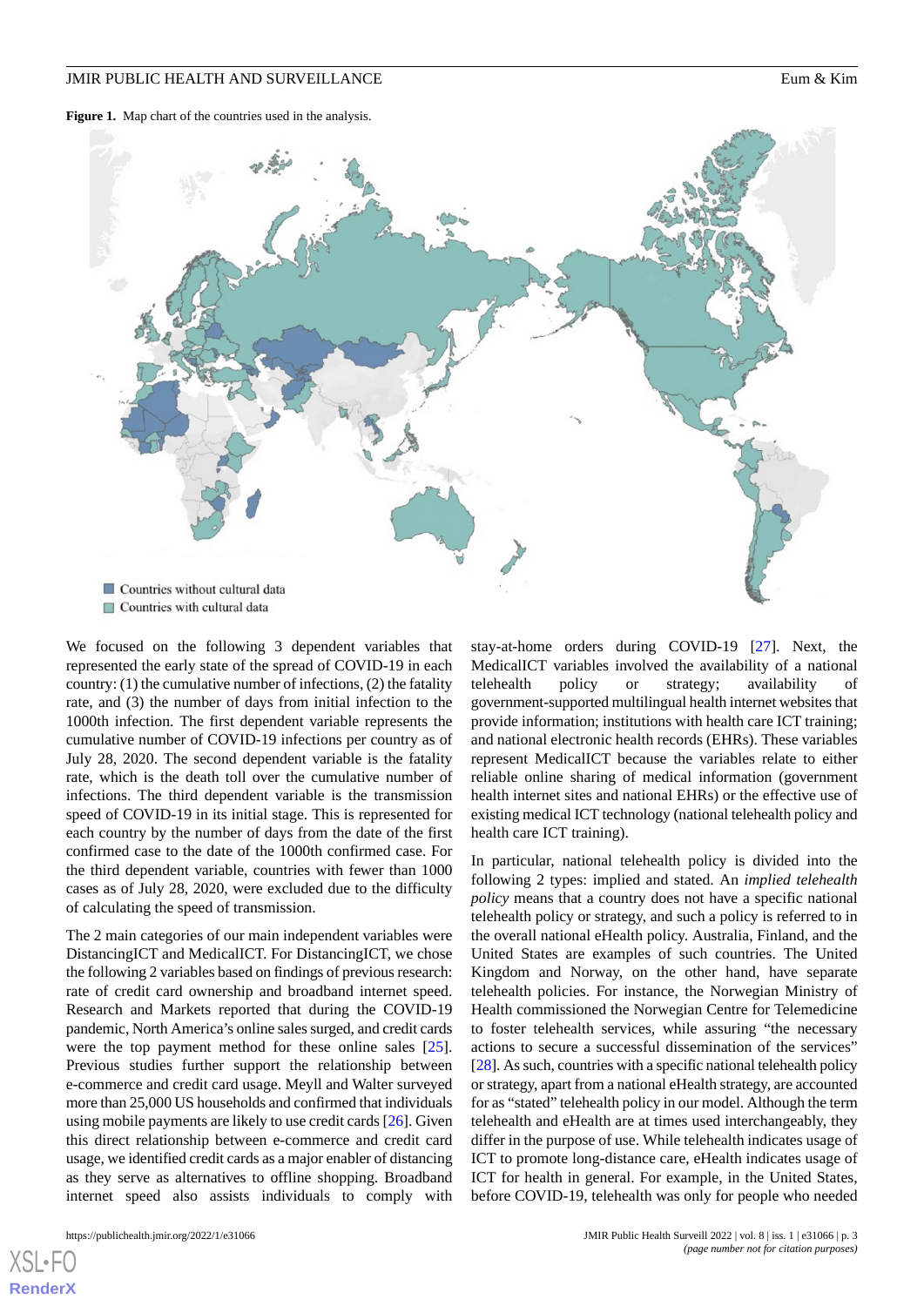**Figure 1.** Map chart of the countries used in the analysis.

Countries without cultural data

Countries with cultural data

We focused on the following 3 dependent variables that represented the early state of the spread of COVID-19 in each country: (1) the cumulative number of infections, (2) the fatality rate, and (3) the number of days from initial infection to the 1000th infection. The first dependent variable represents the cumulative number of COVID-19 infections per country as of July 28, 2020. The second dependent variable is the fatality rate, which is the death toll over the cumulative number of infections. The third dependent variable is the transmission speed of COVID-19 in its initial stage. This is represented for each country by the number of days from the date of the first confirmed case to the date of the 1000th confirmed case. For the third dependent variable, countries with fewer than 1000 cases as of July 28, 2020, were excluded due to the difficulty of calculating the speed of transmission.

The 2 main categories of our main independent variables were DistancingICT and MedicalICT. For DistancingICT, we chose the following 2 variables based on findings of previous research: rate of credit card ownership and broadband internet speed. Research and Markets reported that during the COVID-19 pandemic, North America's online sales surged, and credit cards were the top payment method for these online sales [25]. Previous studies further support the relationship between e-commerce and credit card usage. Meyll and Walter surveyed more than 25,000 US households and confirmed that individuals using mobile payments are likely to use credit cards [26]. Given this direct relationship between e-commerce and credit card usage, we identified credit cards as a major enabler of distancing as they serve as alternatives to offline shopping. Broadband internet speed also assists individuals to comply with stay-at-home orders during COVID-19 [27]. Next, the MedicalICT variables involved the availability of a national telehealth policy or strategy; availability of government-supported multilingual health internet websites that provide information; institutions with health care ICT training; and national electronic health records (EHRs). These variables represent MedicalICT because the variables relate to either reliable online sharing of medical information (government health internet sites and national EHRs) or the effective use of existing medical ICT technology (national telehealth policy and health care ICT training).

In particular, national telehealth policy is divided into the following 2 types: implied and stated. An *implied telehealth policy* means that a country does not have a specific national telehealth policy or strategy, and such a policy is referred to in the overall national eHealth policy. Australia, Finland, and the United States are examples of such countries. The United Kingdom and Norway, on the other hand, have separate telehealth policies. For instance, the Norwegian Ministry of Health commissioned the Norwegian Centre for Telemedicine to foster telehealth services, while assuring "the necessary actions to secure a successful dissemination of the services" [28]. As such, countries with a specific national telehealth policy or strategy, apart from a national eHealth strategy, are accounted for as "stated" telehealth policy in our model. Although the term telehealth and eHealth are at times used interchangeably, they differ in the purpose of use. While telehealth indicates usage of ICT to promote long-distance care, eHealth indicates usage of ICT for health in general. For example, in the United States, before COVID-19, telehealth was only for people who needed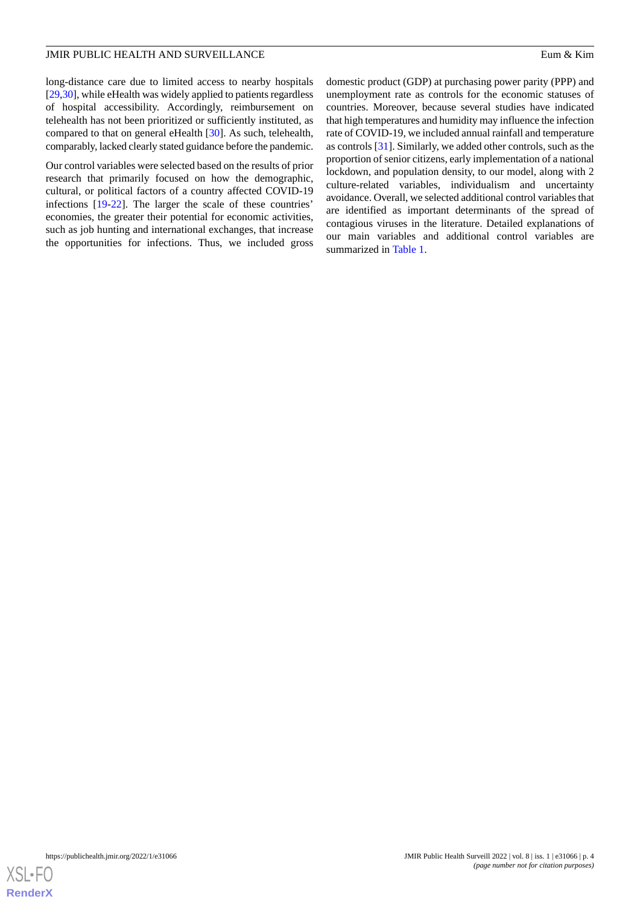long-distance care due to limited access to nearby hospitals [29,30], while eHealth was widely applied to patients regardless of hospital accessibility. Accordingly, reimbursement on telehealth has not been prioritized or sufficiently instituted, as compared to that on general eHealth [30]. As such, telehealth, comparably, lacked clearly stated guidance before the pandemic.

Our control variables were selected based on the results of prior research that primarily focused on how the demographic, cultural, or political factors of a country affected COVID-19 infections [19-22]. The larger the scale of these countries' economies, the greater their potential for economic activities, such as job hunting and international exchanges, that increase the opportunities for infections. Thus, we included gross domestic product (GDP) at purchasing power parity (PPP) and unemployment rate as controls for the economic statuses of countries. Moreover, because several studies have indicated that high temperatures and humidity may influence the infection rate of COVID-19, we included annual rainfall and temperature as controls [31]. Similarly, we added other controls, such as the proportion of senior citizens, early implementation of a national lockdown, and population density, to our model, along with 2 culture-related variables, individualism and uncertainty avoidance. Overall, we selected additional control variables that are identified as important determinants of the spread of contagious viruses in the literature. Detailed explanations of our main variables and additional control variables are summarized in Table 1.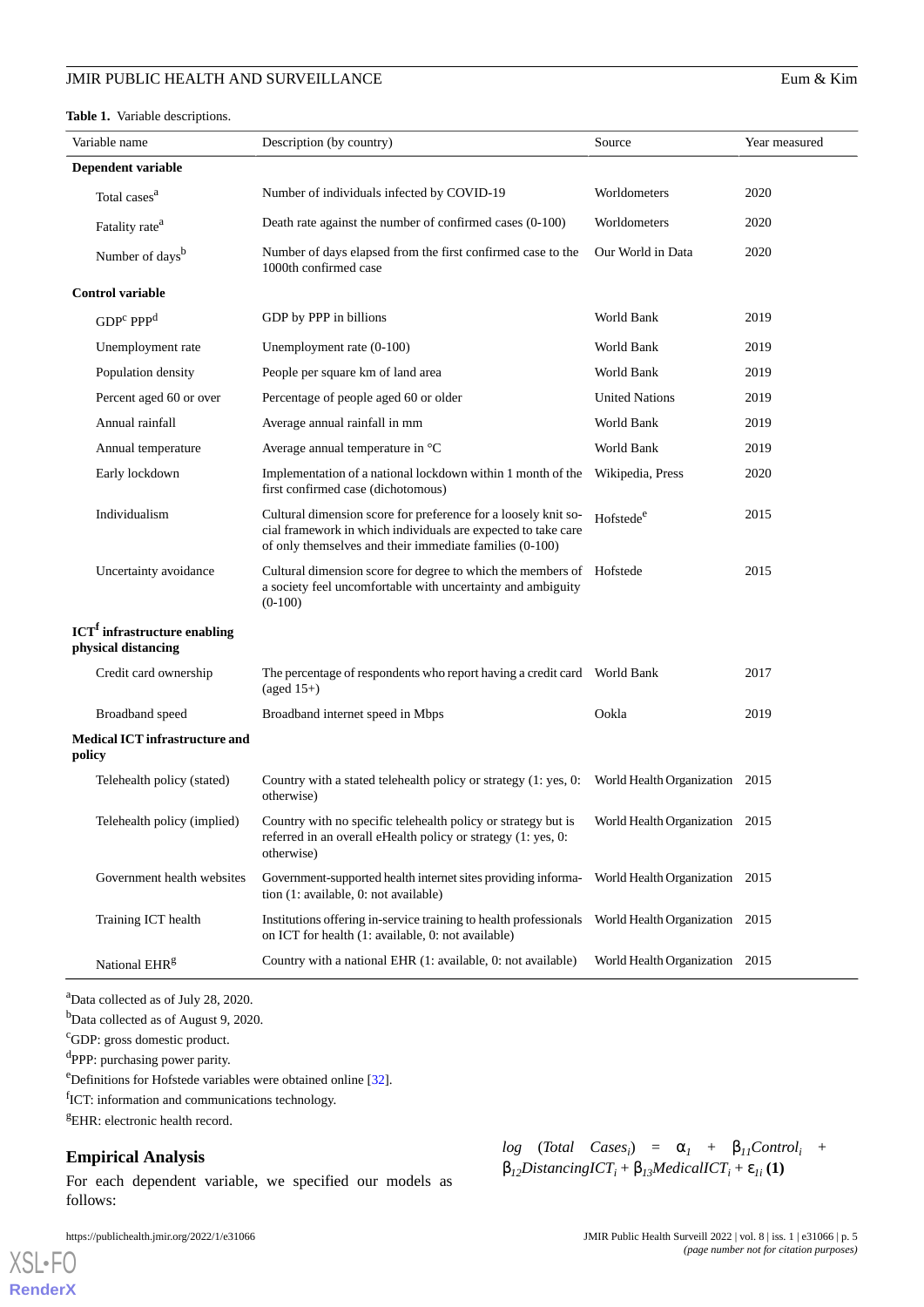**Table 1.** Variable descriptions.

| Variable name | Description (by country) | Source | Year measured |
|---|---|---|---|
| **Dependent variable** | | | |
| Total cases[a] | Number of individuals infected by COVID-19 | Worldometers | 2020 |
| Fatality rate[a] | Death rate against the number of confirmed cases (0-100) | Worldometers | 2020 |
| Number of days[b] | Number of days elapsed from the first confirmed case to the 1000th confirmed case | Our World in Data | 2020 |
| **Control variable** | | | |
| GDP[c] PPP[d] | GDP by PPP in billions | World Bank | 2019 |
| Unemployment rate | Unemployment rate (0-100) | World Bank | 2019 |
| Population density | People per square km of land area | World Bank | 2019 |
| Percent aged 60 or over | Percentage of people aged 60 or older | United Nations | 2019 |
| Annual rainfall | Average annual rainfall in mm | World Bank | 2019 |
| Annual temperature | Average annual temperature in °C | World Bank | 2019 |
| Early lockdown | Implementation of a national lockdown within 1 month of the first confirmed case (dichotomous) | Wikipedia, Press | 2020 |
| Individualism | Cultural dimension score for preference for a loosely knit social framework in which individuals are expected to take care of only themselves and their immediate families (0-100) | Hofstede[e] | 2015 |
| Uncertainty avoidance | Cultural dimension score for degree to which the members of a society feel uncomfortable with uncertainty and ambiguity (0-100) | Hofstede | 2015 |
| **ICT[f] infrastructure enabling physical distancing** | | | |
| Credit card ownership | The percentage of respondents who report having a credit card (aged 15+) | World Bank | 2017 |
| Broadband speed | Broadband internet speed in Mbps | Ookla | 2019 |
| **Medical ICT infrastructure and policy** | | | |
| Telehealth policy (stated) | Country with a stated telehealth policy or strategy (1: yes, 0: otherwise) | World Health Organization | 2015 |
| Telehealth policy (implied) | Country with no specific telehealth policy or strategy but is referred in an overall eHealth policy or strategy (1: yes, 0: otherwise) | World Health Organization | 2015 |
| Government health websites | Government-supported health internet sites providing information (1: available, 0: not available) | World Health Organization | 2015 |
| Training ICT health | Institutions offering in-service training to health professionals on ICT for health (1: available, 0: not available) | World Health Organization | 2015 |
| National EHR[g] | Country with a national EHR (1: available, 0: not available) | World Health Organization | 2015 |

[a]Data collected as of July 28, 2020.

[b]Data collected as of August 9, 2020.

[c]GDP: gross domestic product.

[d]PPP: purchasing power parity.

[e]Definitions for Hofstede variables were obtained online [32].

[f]ICT: information and communications technology.

[g]EHR: electronic health record.

## Empirical Analysis

For each dependent variable, we specified our models as follows:

$$log\ (Total\ Cases_i) = \alpha_1 + \beta_{11}Control_i + \beta_{12}DistancingICT_i + \beta_{13}MedicalICT_i + \varepsilon_{1i} \quad \textbf{(1)}$$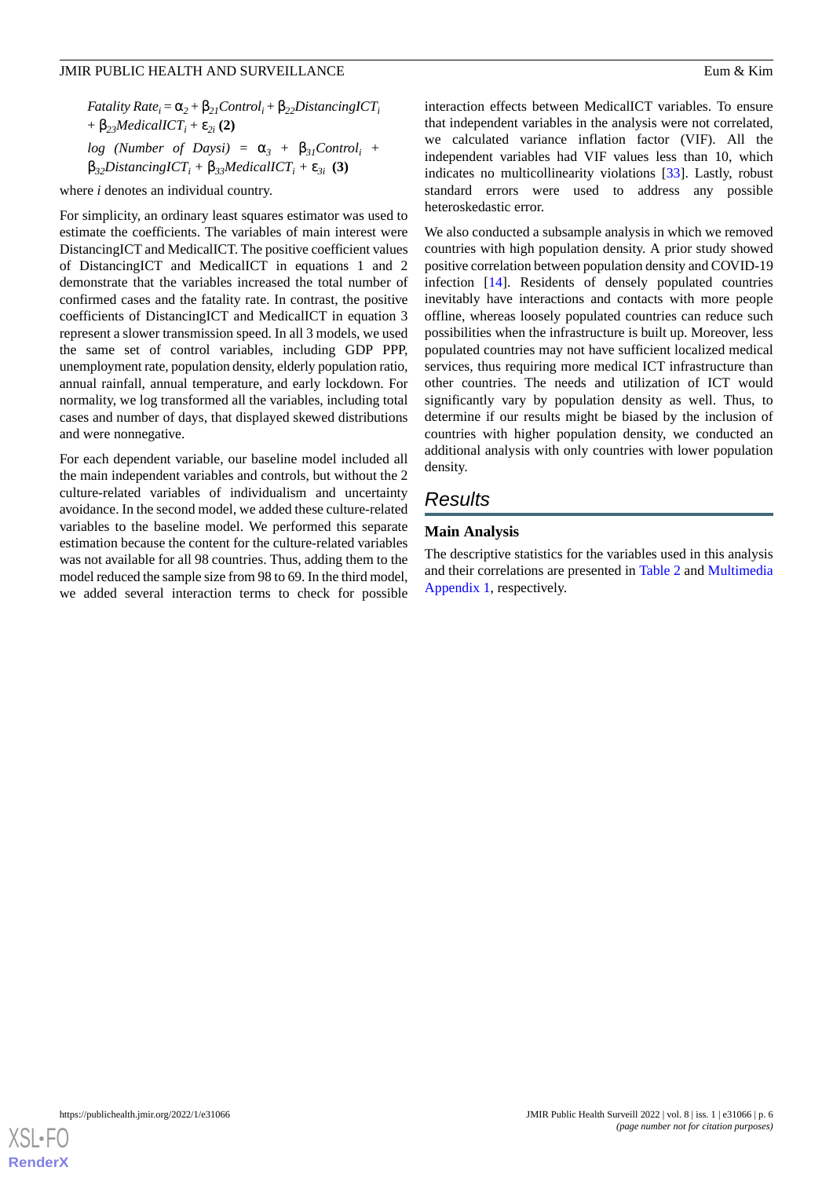$$Fatality\ Rate_i = \alpha_2 + \beta_{21}Control_i + \beta_{22}DistancingICT_i + \beta_{23}MedicalICT_i + \varepsilon_{2i}\ \textbf{(2)}$$

$$log\ (Number\ of\ Daysi) = \alpha_3 + \beta_{31}Control_i + \beta_{32}DistancingICT_i + \beta_{33}MedicalICT_i + \varepsilon_{3i}\ \textbf{(3)}$$

where *i* denotes an individual country.

For simplicity, an ordinary least squares estimator was used to estimate the coefficients. The variables of main interest were DistancingICT and MedicalICT. The positive coefficient values of DistancingICT and MedicalICT in equations 1 and 2 demonstrate that the variables increased the total number of confirmed cases and the fatality rate. In contrast, the positive coefficients of DistancingICT and MedicalICT in equation 3 represent a slower transmission speed. In all 3 models, we used the same set of control variables, including GDP PPP, unemployment rate, population density, elderly population ratio, annual rainfall, annual temperature, and early lockdown. For normality, we log transformed all the variables, including total cases and number of days, that displayed skewed distributions and were nonnegative.

For each dependent variable, our baseline model included all the main independent variables and controls, but without the 2 culture-related variables of individualism and uncertainty avoidance. In the second model, we added these culture-related variables to the baseline model. We performed this separate estimation because the content for the culture-related variables was not available for all 98 countries. Thus, adding them to the model reduced the sample size from 98 to 69. In the third model, we added several interaction terms to check for possible interaction effects between MedicalICT variables. To ensure that independent variables in the analysis were not correlated, we calculated variance inflation factor (VIF). All the independent variables had VIF values less than 10, which indicates no multicollinearity violations [33]. Lastly, robust standard errors were used to address any possible heteroskedastic error.

We also conducted a subsample analysis in which we removed countries with high population density. A prior study showed positive correlation between population density and COVID-19 infection [14]. Residents of densely populated countries inevitably have interactions and contacts with more people offline, whereas loosely populated countries can reduce such possibilities when the infrastructure is built up. Moreover, less populated countries may not have sufficient localized medical services, thus requiring more medical ICT infrastructure than other countries. The needs and utilization of ICT would significantly vary by population density as well. Thus, to determine if our results might be biased by the inclusion of countries with higher population density, we conducted an additional analysis with only countries with lower population density.

## Results

### Main Analysis

The descriptive statistics for the variables used in this analysis and their correlations are presented in Table 2 and Multimedia Appendix 1, respectively.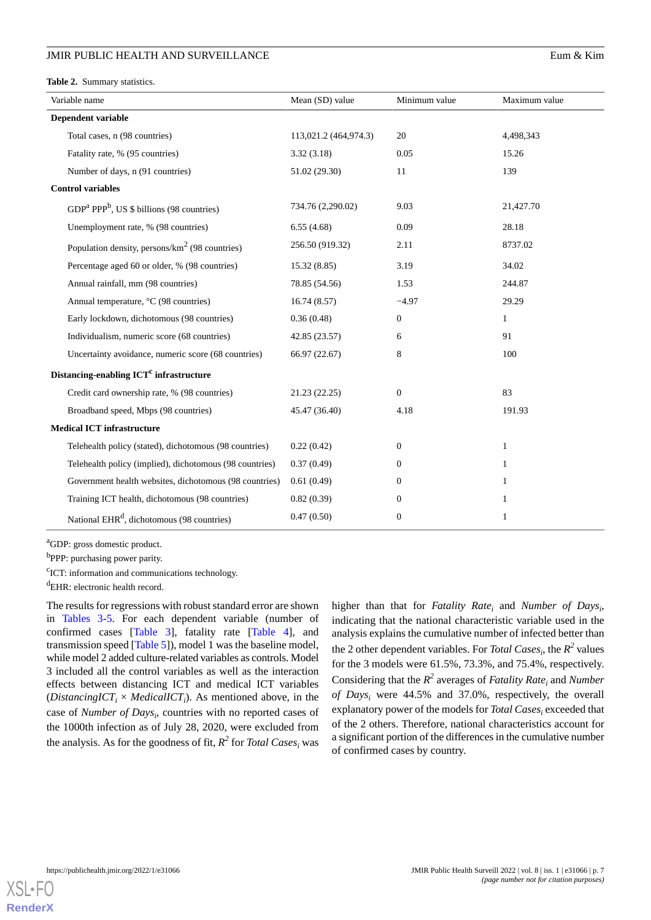**Table 2.** Summary statistics.

| Variable name | Mean (SD) value | Minimum value | Maximum value |
|---|---|---|---|
| **Dependent variable** | | | |
| Total cases, n (98 countries) | 113,021.2 (464,974.3) | 20 | 4,498,343 |
| Fatality rate, % (95 countries) | 3.32 (3.18) | 0.05 | 15.26 |
| Number of days, n (91 countries) | 51.02 (29.30) | 11 | 139 |
| **Control variables** | | | |
| GDP[a] PPP[b], US $ billions (98 countries) | 734.76 (2,290.02) | 9.03 | 21,427.70 |
| Unemployment rate, % (98 countries) | 6.55 (4.68) | 0.09 | 28.18 |
| Population density, persons/km$^2$ (98 countries) | 256.50 (919.32) | 2.11 | 8737.02 |
| Percentage aged 60 or older, % (98 countries) | 15.32 (8.85) | 3.19 | 34.02 |
| Annual rainfall, mm (98 countries) | 78.85 (54.56) | 1.53 | 244.87 |
| Annual temperature, °C (98 countries) | 16.74 (8.57) | −4.97 | 29.29 |
| Early lockdown, dichotomous (98 countries) | 0.36 (0.48) | 0 | 1 |
| Individualism, numeric score (68 countries) | 42.85 (23.57) | 6 | 91 |
| Uncertainty avoidance, numeric score (68 countries) | 66.97 (22.67) | 8 | 100 |
| **Distancing-enabling ICT[c] infrastructure** | | | |
| Credit card ownership rate, % (98 countries) | 21.23 (22.25) | 0 | 83 |
| Broadband speed, Mbps (98 countries) | 45.47 (36.40) | 4.18 | 191.93 |
| **Medical ICT infrastructure** | | | |
| Telehealth policy (stated), dichotomous (98 countries) | 0.22 (0.42) | 0 | 1 |
| Telehealth policy (implied), dichotomous (98 countries) | 0.37 (0.49) | 0 | 1 |
| Government health websites, dichotomous (98 countries) | 0.61 (0.49) | 0 | 1 |
| Training ICT health, dichotomous (98 countries) | 0.82 (0.39) | 0 | 1 |
| National EHR[d], dichotomous (98 countries) | 0.47 (0.50) | 0 | 1 |

[a]GDP: gross domestic product.

[b]PPP: purchasing power parity.

[c]ICT: information and communications technology.

[d]EHR: electronic health record.

The results for regressions with robust standard error are shown in Tables 3-5. For each dependent variable (number of confirmed cases [Table 3], fatality rate [Table 4], and transmission speed [Table 5]), model 1 was the baseline model, while model 2 added culture-related variables as controls. Model 3 included all the control variables as well as the interaction effects between distancing ICT and medical ICT variables ($DistancingICT_i \times MedicalICT_i$). As mentioned above, in the case of $Number\ of\ Days_i$, countries with no reported cases of the 1000th infection as of July 28, 2020, were excluded from the analysis. As for the goodness of fit, $R^2$ for $Total\ Cases_i$ was higher than that for $Fatality\ Rate_i$ and $Number\ of\ Days_i$, indicating that the national characteristic variable used in the analysis explains the cumulative number of infected better than the 2 other dependent variables. For $Total\ Cases_i$, the $R^2$ values for the 3 models were 61.5%, 73.3%, and 75.4%, respectively. Considering that the $R^2$ averages of $Fatality\ Rate_i$ and $Number\ of\ Days_i$ were 44.5% and 37.0%, respectively, the overall explanatory power of the models for $Total\ Cases_i$ exceeded that of the 2 others. Therefore, national characteristics account for a significant portion of the differences in the cumulative number of confirmed cases by country.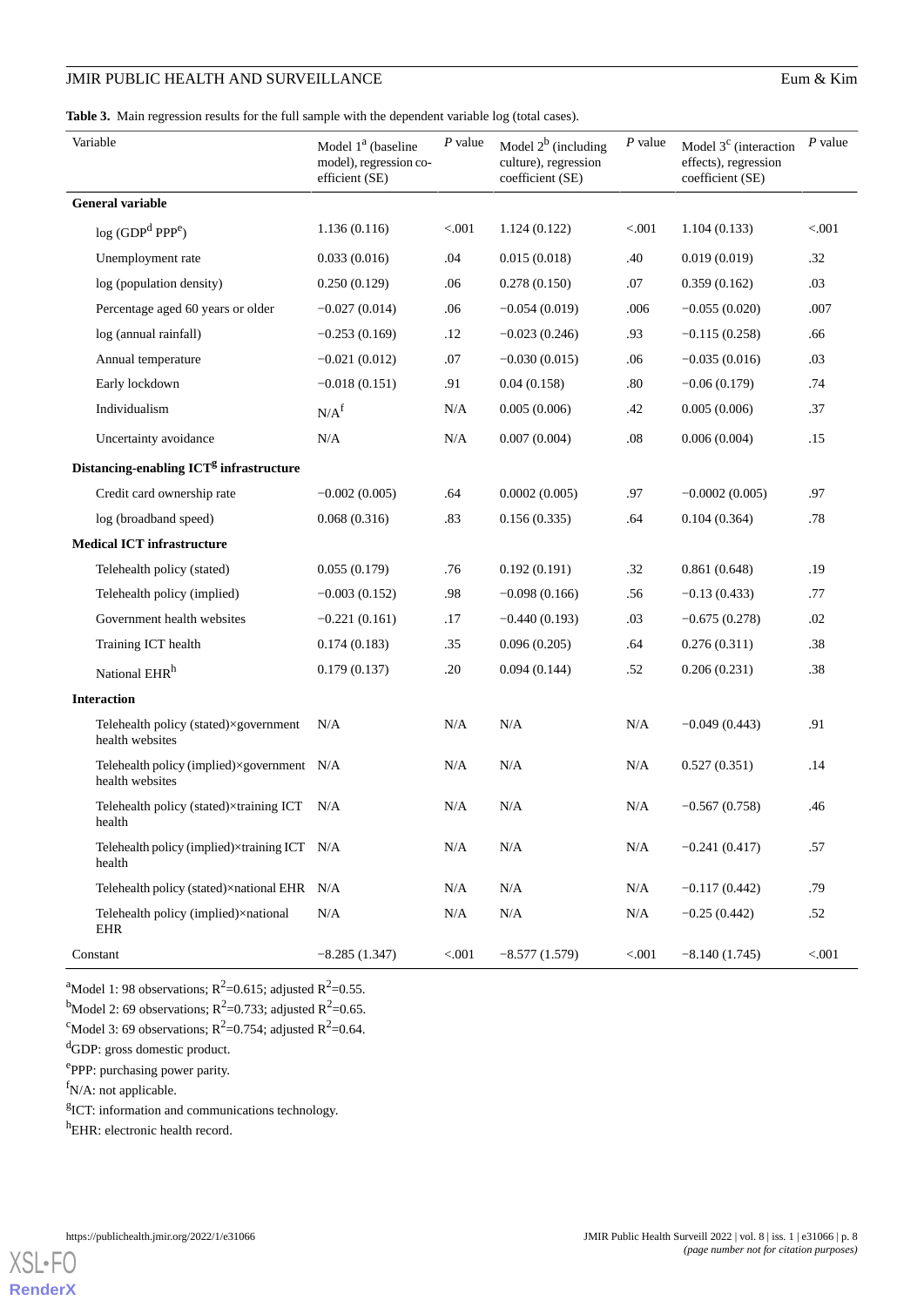**Table 3.** Main regression results for the full sample with the dependent variable log (total cases).

| Variable | Model 1[a] (baseline model), regression coefficient (SE) | *P* value | Model 2[b] (including culture), regression coefficient (SE) | *P* value | Model 3[c] (interaction effects), regression coefficient (SE) | *P* value |
|---|---|---|---|---|---|---|
| **General variable** | | | | | | |
| log (GDP[d] PPP[e]) | 1.136 (0.116) | <.001 | 1.124 (0.122) | <.001 | 1.104 (0.133) | <.001 |
| Unemployment rate | 0.033 (0.016) | .04 | 0.015 (0.018) | .40 | 0.019 (0.019) | .32 |
| log (population density) | 0.250 (0.129) | .06 | 0.278 (0.150) | .07 | 0.359 (0.162) | .03 |
| Percentage aged 60 years or older | −0.027 (0.014) | .06 | −0.054 (0.019) | .006 | −0.055 (0.020) | .007 |
| log (annual rainfall) | −0.253 (0.169) | .12 | −0.023 (0.246) | .93 | −0.115 (0.258) | .66 |
| Annual temperature | −0.021 (0.012) | .07 | −0.030 (0.015) | .06 | −0.035 (0.016) | .03 |
| Early lockdown | −0.018 (0.151) | .91 | 0.04 (0.158) | .80 | −0.06 (0.179) | .74 |
| Individualism | N/A[f] | N/A | 0.005 (0.006) | .42 | 0.005 (0.006) | .37 |
| Uncertainty avoidance | N/A | N/A | 0.007 (0.004) | .08 | 0.006 (0.004) | .15 |
| **Distancing-enabling ICT[g] infrastructure** | | | | | | |
| Credit card ownership rate | −0.002 (0.005) | .64 | 0.0002 (0.005) | .97 | −0.0002 (0.005) | .97 |
| log (broadband speed) | 0.068 (0.316) | .83 | 0.156 (0.335) | .64 | 0.104 (0.364) | .78 |
| **Medical ICT infrastructure** | | | | | | |
| Telehealth policy (stated) | 0.055 (0.179) | .76 | 0.192 (0.191) | .32 | 0.861 (0.648) | .19 |
| Telehealth policy (implied) | −0.003 (0.152) | .98 | −0.098 (0.166) | .56 | −0.13 (0.433) | .77 |
| Government health websites | −0.221 (0.161) | .17 | −0.440 (0.193) | .03 | −0.675 (0.278) | .02 |
| Training ICT health | 0.174 (0.183) | .35 | 0.096 (0.205) | .64 | 0.276 (0.311) | .38 |
| National EHR[h] | 0.179 (0.137) | .20 | 0.094 (0.144) | .52 | 0.206 (0.231) | .38 |
| **Interaction** | | | | | | |
| Telehealth policy (stated)×government health websites | N/A | N/A | N/A | N/A | −0.049 (0.443) | .91 |
| Telehealth policy (implied)×government health websites | N/A | N/A | N/A | N/A | 0.527 (0.351) | .14 |
| Telehealth policy (stated)×training ICT health | N/A | N/A | N/A | N/A | −0.567 (0.758) | .46 |
| Telehealth policy (implied)×training ICT health | N/A | N/A | N/A | N/A | −0.241 (0.417) | .57 |
| Telehealth policy (stated)×national EHR | N/A | N/A | N/A | N/A | −0.117 (0.442) | .79 |
| Telehealth policy (implied)×national EHR | N/A | N/A | N/A | N/A | −0.25 (0.442) | .52 |
| Constant | −8.285 (1.347) | <.001 | −8.577 (1.579) | <.001 | −8.140 (1.745) | <.001 |

[a]Model 1: 98 observations; $R^2$=0.615; adjusted $R^2$=0.55.

[b]Model 2: 69 observations; $R^2$=0.733; adjusted $R^2$=0.65.

[c]Model 3: 69 observations; $R^2$=0.754; adjusted $R^2$=0.64.

[d]GDP: gross domestic product.

[e]PPP: purchasing power parity.

[f]N/A: not applicable.

[g]ICT: information and communications technology.

[h]EHR: electronic health record.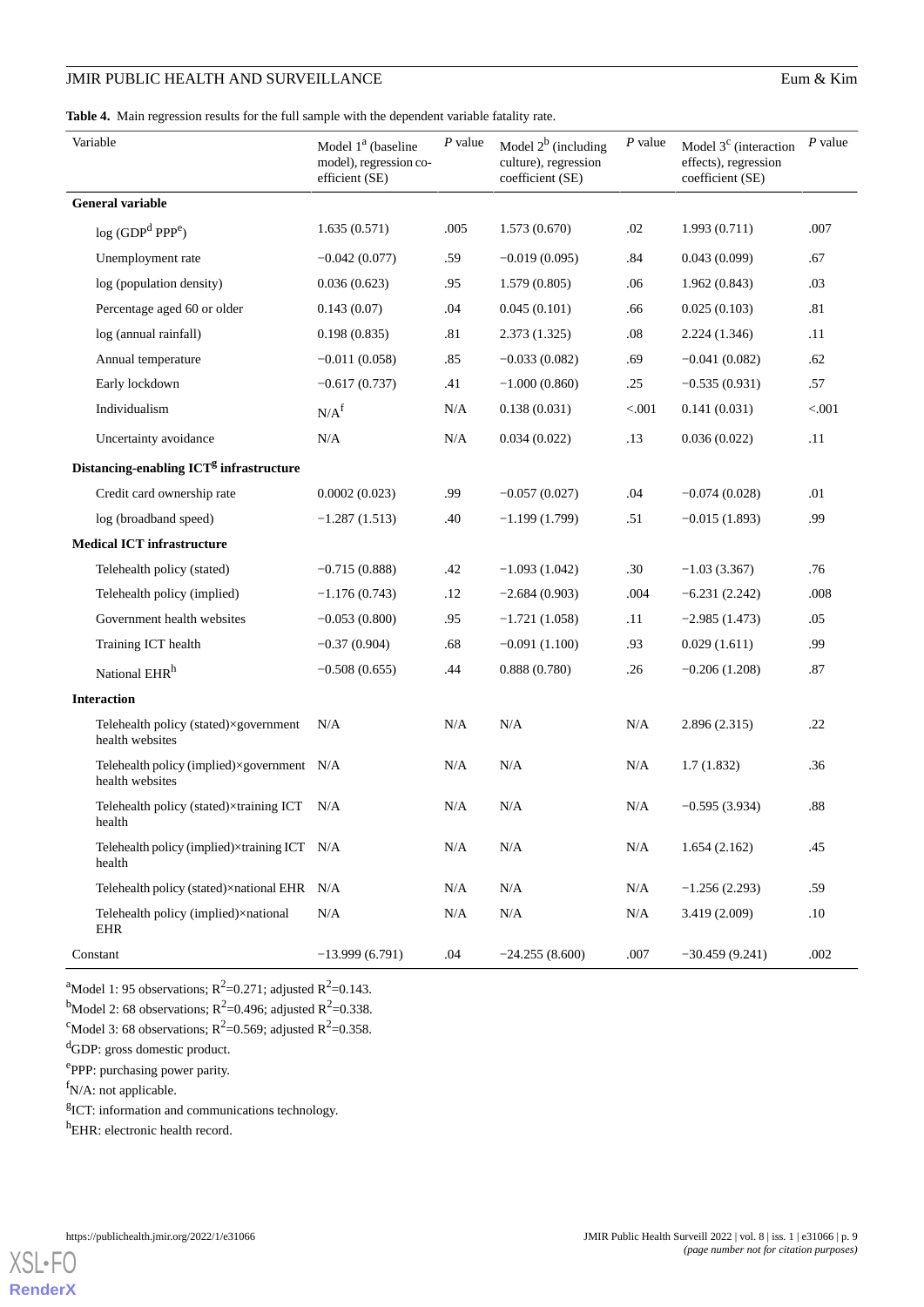**Table 4.** Main regression results for the full sample with the dependent variable fatality rate.

| Variable | Model 1[a] (baseline model), regression coefficient (SE) | *P* value | Model 2[b] (including culture), regression coefficient (SE) | *P* value | Model 3[c] (interaction effects), regression coefficient (SE) | *P* value |
|---|---|---|---|---|---|---|
| **General variable** | | | | | | |
| log (GDP[d] PPP[e]) | 1.635 (0.571) | .005 | 1.573 (0.670) | .02 | 1.993 (0.711) | .007 |
| Unemployment rate | −0.042 (0.077) | .59 | −0.019 (0.095) | .84 | 0.043 (0.099) | .67 |
| log (population density) | 0.036 (0.623) | .95 | 1.579 (0.805) | .06 | 1.962 (0.843) | .03 |
| Percentage aged 60 or older | 0.143 (0.07) | .04 | 0.045 (0.101) | .66 | 0.025 (0.103) | .81 |
| log (annual rainfall) | 0.198 (0.835) | .81 | 2.373 (1.325) | .08 | 2.224 (1.346) | .11 |
| Annual temperature | −0.011 (0.058) | .85 | −0.033 (0.082) | .69 | −0.041 (0.082) | .62 |
| Early lockdown | −0.617 (0.737) | .41 | −1.000 (0.860) | .25 | −0.535 (0.931) | .57 |
| Individualism | N/A[f] | N/A | 0.138 (0.031) | <.001 | 0.141 (0.031) | <.001 |
| Uncertainty avoidance | N/A | N/A | 0.034 (0.022) | .13 | 0.036 (0.022) | .11 |
| **Distancing-enabling ICT[g] infrastructure** | | | | | | |
| Credit card ownership rate | 0.0002 (0.023) | .99 | −0.057 (0.027) | .04 | −0.074 (0.028) | .01 |
| log (broadband speed) | −1.287 (1.513) | .40 | −1.199 (1.799) | .51 | −0.015 (1.893) | .99 |
| **Medical ICT infrastructure** | | | | | | |
| Telehealth policy (stated) | −0.715 (0.888) | .42 | −1.093 (1.042) | .30 | −1.03 (3.367) | .76 |
| Telehealth policy (implied) | −1.176 (0.743) | .12 | −2.684 (0.903) | .004 | −6.231 (2.242) | .008 |
| Government health websites | −0.053 (0.800) | .95 | −1.721 (1.058) | .11 | −2.985 (1.473) | .05 |
| Training ICT health | −0.37 (0.904) | .68 | −0.091 (1.100) | .93 | 0.029 (1.611) | .99 |
| National EHR[h] | −0.508 (0.655) | .44 | 0.888 (0.780) | .26 | −0.206 (1.208) | .87 |
| **Interaction** | | | | | | |
| Telehealth policy (stated)×government health websites | N/A | N/A | N/A | N/A | 2.896 (2.315) | .22 |
| Telehealth policy (implied)×government health websites | N/A | N/A | N/A | N/A | 1.7 (1.832) | .36 |
| Telehealth policy (stated)×training ICT health | N/A | N/A | N/A | N/A | −0.595 (3.934) | .88 |
| Telehealth policy (implied)×training ICT health | N/A | N/A | N/A | N/A | 1.654 (2.162) | .45 |
| Telehealth policy (stated)×national EHR | N/A | N/A | N/A | N/A | −1.256 (2.293) | .59 |
| Telehealth policy (implied)×national EHR | N/A | N/A | N/A | N/A | 3.419 (2.009) | .10 |
| Constant | −13.999 (6.791) | .04 | −24.255 (8.600) | .007 | −30.459 (9.241) | .002 |

[a]Model 1: 95 observations; $R^2$=0.271; adjusted $R^2$=0.143.

[b]Model 2: 68 observations; $R^2$=0.496; adjusted $R^2$=0.338.

[c]Model 3: 68 observations; $R^2$=0.569; adjusted $R^2$=0.358.

[d]GDP: gross domestic product.

[e]PPP: purchasing power parity.

[f]N/A: not applicable.

[g]ICT: information and communications technology.

[h]EHR: electronic health record.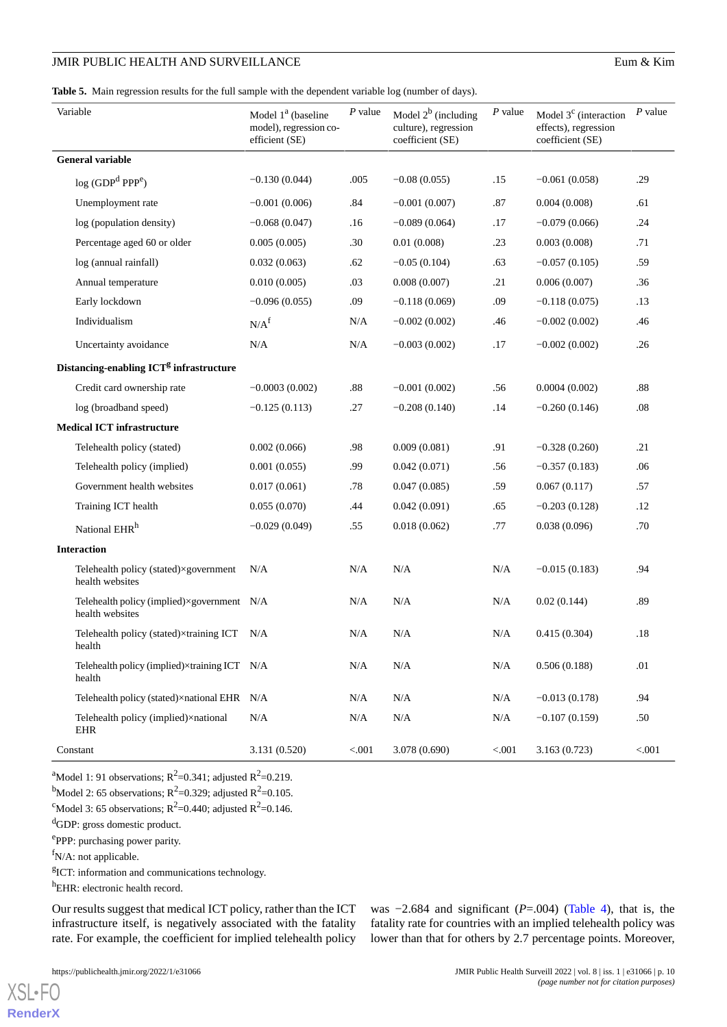**Table 5.** Main regression results for the full sample with the dependent variable log (number of days).

| Variable | Model 1[a] (baseline model), regression coefficient (SE) | *P* value | Model 2[b] (including culture), regression coefficient (SE) | *P* value | Model 3[c] (interaction effects), regression coefficient (SE) | *P* value |
|---|---|---|---|---|---|---|
| **General variable** | | | | | | |
| log (GDP[d] PPP[e]) | −0.130 (0.044) | .005 | −0.08 (0.055) | .15 | −0.061 (0.058) | .29 |
| Unemployment rate | −0.001 (0.006) | .84 | −0.001 (0.007) | .87 | 0.004 (0.008) | .61 |
| log (population density) | −0.068 (0.047) | .16 | −0.089 (0.064) | .17 | −0.079 (0.066) | .24 |
| Percentage aged 60 or older | 0.005 (0.005) | .30 | 0.01 (0.008) | .23 | 0.003 (0.008) | .71 |
| log (annual rainfall) | 0.032 (0.063) | .62 | −0.05 (0.104) | .63 | −0.057 (0.105) | .59 |
| Annual temperature | 0.010 (0.005) | .03 | 0.008 (0.007) | .21 | 0.006 (0.007) | .36 |
| Early lockdown | −0.096 (0.055) | .09 | −0.118 (0.069) | .09 | −0.118 (0.075) | .13 |
| Individualism | N/A[f] | N/A | −0.002 (0.002) | .46 | −0.002 (0.002) | .46 |
| Uncertainty avoidance | N/A | N/A | −0.003 (0.002) | .17 | −0.002 (0.002) | .26 |
| **Distancing-enabling ICT[g] infrastructure** | | | | | | |
| Credit card ownership rate | −0.0003 (0.002) | .88 | −0.001 (0.002) | .56 | 0.0004 (0.002) | .88 |
| log (broadband speed) | −0.125 (0.113) | .27 | −0.208 (0.140) | .14 | −0.260 (0.146) | .08 |
| **Medical ICT infrastructure** | | | | | | |
| Telehealth policy (stated) | 0.002 (0.066) | .98 | 0.009 (0.081) | .91 | −0.328 (0.260) | .21 |
| Telehealth policy (implied) | 0.001 (0.055) | .99 | 0.042 (0.071) | .56 | −0.357 (0.183) | .06 |
| Government health websites | 0.017 (0.061) | .78 | 0.047 (0.085) | .59 | 0.067 (0.117) | .57 |
| Training ICT health | 0.055 (0.070) | .44 | 0.042 (0.091) | .65 | −0.203 (0.128) | .12 |
| National EHR[h] | −0.029 (0.049) | .55 | 0.018 (0.062) | .77 | 0.038 (0.096) | .70 |
| **Interaction** | | | | | | |
| Telehealth policy (stated)×government health websites | N/A | N/A | N/A | N/A | −0.015 (0.183) | .94 |
| Telehealth policy (implied)×government health websites | N/A | N/A | N/A | N/A | 0.02 (0.144) | .89 |
| Telehealth policy (stated)×training ICT health | N/A | N/A | N/A | N/A | 0.415 (0.304) | .18 |
| Telehealth policy (implied)×training ICT health | N/A | N/A | N/A | N/A | 0.506 (0.188) | .01 |
| Telehealth policy (stated)×national EHR | N/A | N/A | N/A | N/A | −0.013 (0.178) | .94 |
| Telehealth policy (implied)×national EHR | N/A | N/A | N/A | N/A | −0.107 (0.159) | .50 |
| Constant | 3.131 (0.520) | <.001 | 3.078 (0.690) | <.001 | 3.163 (0.723) | <.001 |

[a]Model 1: 91 observations; $R^2$=0.341; adjusted $R^2$=0.219.

[b]Model 2: 65 observations; $R^2$=0.329; adjusted $R^2$=0.105.

[c]Model 3: 65 observations; $R^2$=0.440; adjusted $R^2$=0.146.

[d]GDP: gross domestic product.

[e]PPP: purchasing power parity.

[f]N/A: not applicable.

[g]ICT: information and communications technology.

[h]EHR: electronic health record.

Our results suggest that medical ICT policy, rather than the ICT infrastructure itself, is negatively associated with the fatality rate. For example, the coefficient for implied telehealth policy was −2.684 and significant (*P*=.004) (Table 4), that is, the fatality rate for countries with an implied telehealth policy was lower than that for others by 2.7 percentage points. Moreover,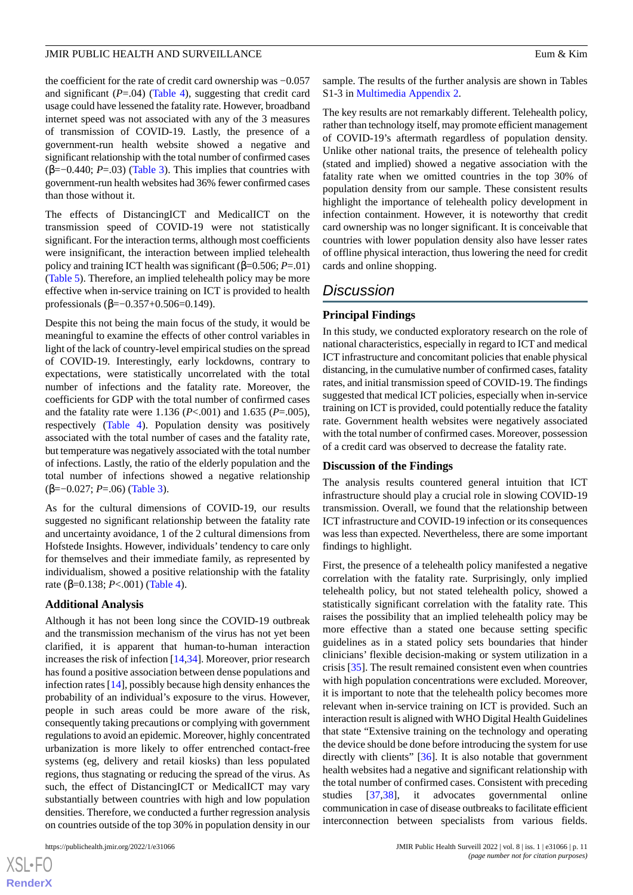the coefficient for the rate of credit card ownership was −0.057 and significant ($P$=.04) (Table 4), suggesting that credit card usage could have lessened the fatality rate. However, broadband internet speed was not associated with any of the 3 measures of transmission of COVID-19. Lastly, the presence of a government-run health website showed a negative and significant relationship with the total number of confirmed cases (β=−0.440; $P$=.03) (Table 3). This implies that countries with government-run health websites had 36% fewer confirmed cases than those without it.

The effects of DistancingICT and MedicalICT on the transmission speed of COVID-19 were not statistically significant. For the interaction terms, although most coefficients were insignificant, the interaction between implied telehealth policy and training ICT health was significant (β=0.506; $P$=.01) (Table 5). Therefore, an implied telehealth policy may be more effective when in-service training on ICT is provided to health professionals (β=−0.357+0.506=0.149).

Despite this not being the main focus of the study, it would be meaningful to examine the effects of other control variables in light of the lack of country-level empirical studies on the spread of COVID-19. Interestingly, early lockdowns, contrary to expectations, were statistically uncorrelated with the total number of infections and the fatality rate. Moreover, the coefficients for GDP with the total number of confirmed cases and the fatality rate were 1.136 ($P$<.001) and 1.635 ($P$=.005), respectively (Table 4). Population density was positively associated with the total number of cases and the fatality rate, but temperature was negatively associated with the total number of infections. Lastly, the ratio of the elderly population and the total number of infections showed a negative relationship (β=−0.027; $P$=.06) (Table 3).

As for the cultural dimensions of COVID-19, our results suggested no significant relationship between the fatality rate and uncertainty avoidance, 1 of the 2 cultural dimensions from Hofstede Insights. However, individuals' tendency to care only for themselves and their immediate family, as represented by individualism, showed a positive relationship with the fatality rate (β=0.138; $P$<.001) (Table 4).

### Additional Analysis

Although it has not been long since the COVID-19 outbreak and the transmission mechanism of the virus has not yet been clarified, it is apparent that human-to-human interaction increases the risk of infection [14,34]. Moreover, prior research has found a positive association between dense populations and infection rates [14], possibly because high density enhances the probability of an individual's exposure to the virus. However, people in such areas could be more aware of the risk, consequently taking precautions or complying with government regulations to avoid an epidemic. Moreover, highly concentrated urbanization is more likely to offer entrenched contact-free systems (eg, delivery and retail kiosks) than less populated regions, thus stagnating or reducing the spread of the virus. As such, the effect of DistancingICT or MedicalICT may vary substantially between countries with high and low population densities. Therefore, we conducted a further regression analysis on countries outside of the top 30% in population density in our sample. The results of the further analysis are shown in Tables S1-3 in Multimedia Appendix 2.

The key results are not remarkably different. Telehealth policy, rather than technology itself, may promote efficient management of COVID-19's aftermath regardless of population density. Unlike other national traits, the presence of telehealth policy (stated and implied) showed a negative association with the fatality rate when we omitted countries in the top 30% of population density from our sample. These consistent results highlight the importance of telehealth policy development in infection containment. However, it is noteworthy that credit card ownership was no longer significant. It is conceivable that countries with lower population density also have lesser rates of offline physical interaction, thus lowering the need for credit cards and online shopping.

## Discussion

### Principal Findings

In this study, we conducted exploratory research on the role of national characteristics, especially in regard to ICT and medical ICT infrastructure and concomitant policies that enable physical distancing, in the cumulative number of confirmed cases, fatality rates, and initial transmission speed of COVID-19. The findings suggested that medical ICT policies, especially when in-service training on ICT is provided, could potentially reduce the fatality rate. Government health websites were negatively associated with the total number of confirmed cases. Moreover, possession of a credit card was observed to decrease the fatality rate.

### Discussion of the Findings

The analysis results countered general intuition that ICT infrastructure should play a crucial role in slowing COVID-19 transmission. Overall, we found that the relationship between ICT infrastructure and COVID-19 infection or its consequences was less than expected. Nevertheless, there are some important findings to highlight.

First, the presence of a telehealth policy manifested a negative correlation with the fatality rate. Surprisingly, only implied telehealth policy, but not stated telehealth policy, showed a statistically significant correlation with the fatality rate. This raises the possibility that an implied telehealth policy may be more effective than a stated one because setting specific guidelines as in a stated policy sets boundaries that hinder clinicians' flexible decision-making or system utilization in a crisis [35]. The result remained consistent even when countries with high population concentrations were excluded. Moreover, it is important to note that the telehealth policy becomes more relevant when in-service training on ICT is provided. Such an interaction result is aligned with WHO Digital Health Guidelines that state "Extensive training on the technology and operating the device should be done before introducing the system for use directly with clients" [36]. It is also notable that government health websites had a negative and significant relationship with the total number of confirmed cases. Consistent with preceding studies [37,38], it advocates governmental online communication in case of disease outbreaks to facilitate efficient interconnection between specialists from various fields.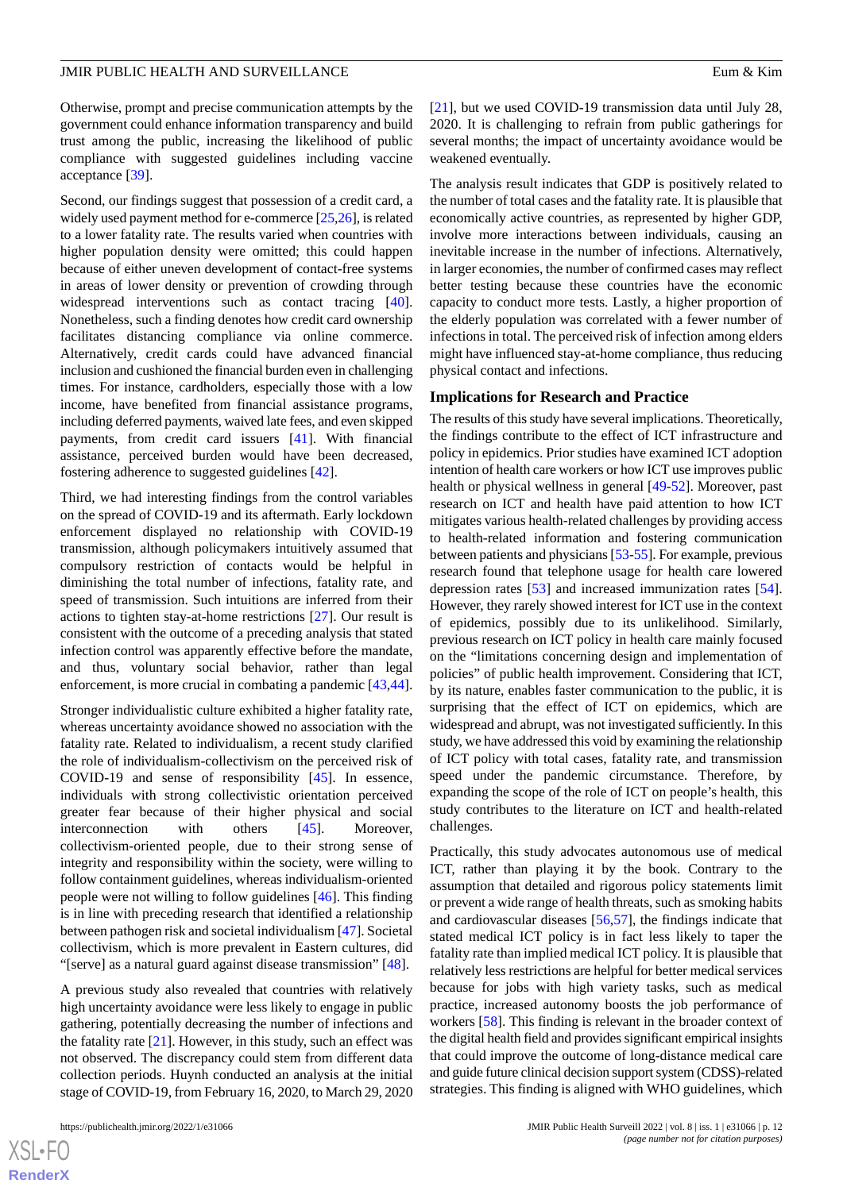Otherwise, prompt and precise communication attempts by the government could enhance information transparency and build trust among the public, increasing the likelihood of public compliance with suggested guidelines including vaccine acceptance [39].

Second, our findings suggest that possession of a credit card, a widely used payment method for e-commerce [25,26], is related to a lower fatality rate. The results varied when countries with higher population density were omitted; this could happen because of either uneven development of contact-free systems in areas of lower density or prevention of crowding through widespread interventions such as contact tracing [40]. Nonetheless, such a finding denotes how credit card ownership facilitates distancing compliance via online commerce. Alternatively, credit cards could have advanced financial inclusion and cushioned the financial burden even in challenging times. For instance, cardholders, especially those with a low income, have benefited from financial assistance programs, including deferred payments, waived late fees, and even skipped payments, from credit card issuers [41]. With financial assistance, perceived burden would have been decreased, fostering adherence to suggested guidelines [42].

Third, we had interesting findings from the control variables on the spread of COVID-19 and its aftermath. Early lockdown enforcement displayed no relationship with COVID-19 transmission, although policymakers intuitively assumed that compulsory restriction of contacts would be helpful in diminishing the total number of infections, fatality rate, and speed of transmission. Such intuitions are inferred from their actions to tighten stay-at-home restrictions [27]. Our result is consistent with the outcome of a preceding analysis that stated infection control was apparently effective before the mandate, and thus, voluntary social behavior, rather than legal enforcement, is more crucial in combating a pandemic [43,44].

Stronger individualistic culture exhibited a higher fatality rate, whereas uncertainty avoidance showed no association with the fatality rate. Related to individualism, a recent study clarified the role of individualism-collectivism on the perceived risk of COVID-19 and sense of responsibility [45]. In essence, individuals with strong collectivistic orientation perceived greater fear because of their higher physical and social interconnection with others [45]. Moreover, collectivism-oriented people, due to their strong sense of integrity and responsibility within the society, were willing to follow containment guidelines, whereas individualism-oriented people were not willing to follow guidelines [46]. This finding is in line with preceding research that identified a relationship between pathogen risk and societal individualism [47]. Societal collectivism, which is more prevalent in Eastern cultures, did "[serve] as a natural guard against disease transmission" [48].

A previous study also revealed that countries with relatively high uncertainty avoidance were less likely to engage in public gathering, potentially decreasing the number of infections and the fatality rate [21]. However, in this study, such an effect was not observed. The discrepancy could stem from different data collection periods. Huynh conducted an analysis at the initial stage of COVID-19, from February 16, 2020, to March 29, 2020 [21], but we used COVID-19 transmission data until July 28, 2020. It is challenging to refrain from public gatherings for several months; the impact of uncertainty avoidance would be weakened eventually.

The analysis result indicates that GDP is positively related to the number of total cases and the fatality rate. It is plausible that economically active countries, as represented by higher GDP, involve more interactions between individuals, causing an inevitable increase in the number of infections. Alternatively, in larger economies, the number of confirmed cases may reflect better testing because these countries have the economic capacity to conduct more tests. Lastly, a higher proportion of the elderly population was correlated with a fewer number of infections in total. The perceived risk of infection among elders might have influenced stay-at-home compliance, thus reducing physical contact and infections.

## Implications for Research and Practice

The results of this study have several implications. Theoretically, the findings contribute to the effect of ICT infrastructure and policy in epidemics. Prior studies have examined ICT adoption intention of health care workers or how ICT use improves public health or physical wellness in general [49-52]. Moreover, past research on ICT and health have paid attention to how ICT mitigates various health-related challenges by providing access to health-related information and fostering communication between patients and physicians [53-55]. For example, previous research found that telephone usage for health care lowered depression rates [53] and increased immunization rates [54]. However, they rarely showed interest for ICT use in the context of epidemics, possibly due to its unlikelihood. Similarly, previous research on ICT policy in health care mainly focused on the "limitations concerning design and implementation of policies" of public health improvement. Considering that ICT, by its nature, enables faster communication to the public, it is surprising that the effect of ICT on epidemics, which are widespread and abrupt, was not investigated sufficiently. In this study, we have addressed this void by examining the relationship of ICT policy with total cases, fatality rate, and transmission speed under the pandemic circumstance. Therefore, by expanding the scope of the role of ICT on people's health, this study contributes to the literature on ICT and health-related challenges.

Practically, this study advocates autonomous use of medical ICT, rather than playing it by the book. Contrary to the assumption that detailed and rigorous policy statements limit or prevent a wide range of health threats, such as smoking habits and cardiovascular diseases [56,57], the findings indicate that stated medical ICT policy is in fact less likely to taper the fatality rate than implied medical ICT policy. It is plausible that relatively less restrictions are helpful for better medical services because for jobs with high variety tasks, such as medical practice, increased autonomy boosts the job performance of workers [58]. This finding is relevant in the broader context of the digital health field and provides significant empirical insights that could improve the outcome of long-distance medical care and guide future clinical decision support system (CDSS)-related strategies. This finding is aligned with WHO guidelines, which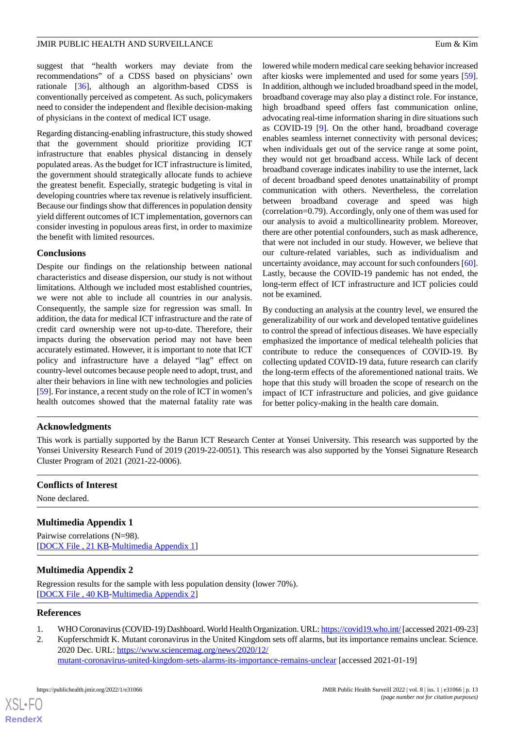suggest that "health workers may deviate from the recommendations" of a CDSS based on physicians' own rationale [36], although an algorithm-based CDSS is conventionally perceived as competent. As such, policymakers need to consider the independent and flexible decision-making of physicians in the context of medical ICT usage.

Regarding distancing-enabling infrastructure, this study showed that the government should prioritize providing ICT infrastructure that enables physical distancing in densely populated areas. As the budget for ICT infrastructure is limited, the government should strategically allocate funds to achieve the greatest benefit. Especially, strategic budgeting is vital in developing countries where tax revenue is relatively insufficient. Because our findings show that differences in population density yield different outcomes of ICT implementation, governors can consider investing in populous areas first, in order to maximize the benefit with limited resources.

## Conclusions

Despite our findings on the relationship between national characteristics and disease dispersion, our study is not without limitations. Although we included most established countries, we were not able to include all countries in our analysis. Consequently, the sample size for regression was small. In addition, the data for medical ICT infrastructure and the rate of credit card ownership were not up-to-date. Therefore, their impacts during the observation period may not have been accurately estimated. However, it is important to note that ICT policy and infrastructure have a delayed "lag" effect on country-level outcomes because people need to adopt, trust, and alter their behaviors in line with new technologies and policies [59]. For instance, a recent study on the role of ICT in women's health outcomes showed that the maternal fatality rate was lowered while modern medical care seeking behavior increased after kiosks were implemented and used for some years [59]. In addition, although we included broadband speed in the model, broadband coverage may also play a distinct role. For instance, high broadband speed offers fast communication online, advocating real-time information sharing in dire situations such as COVID-19 [9]. On the other hand, broadband coverage enables seamless internet connectivity with personal devices; when individuals get out of the service range at some point, they would not get broadband access. While lack of decent broadband coverage indicates inability to use the internet, lack of decent broadband speed denotes unattainability of prompt communication with others. Nevertheless, the correlation between broadband coverage and speed was high (correlation=0.79). Accordingly, only one of them was used for our analysis to avoid a multicollinearity problem. Moreover, there are other potential confounders, such as mask adherence, that were not included in our study. However, we believe that our culture-related variables, such as individualism and uncertainty avoidance, may account for such confounders [60]. Lastly, because the COVID-19 pandemic has not ended, the long-term effect of ICT infrastructure and ICT policies could not be examined.

By conducting an analysis at the country level, we ensured the generalizability of our work and developed tentative guidelines to control the spread of infectious diseases. We have especially emphasized the importance of medical telehealth policies that contribute to reduce the consequences of COVID-19. By collecting updated COVID-19 data, future research can clarify the long-term effects of the aforementioned national traits. We hope that this study will broaden the scope of research on the impact of ICT infrastructure and policies, and give guidance for better policy-making in the health care domain.

## Acknowledgments

This work is partially supported by the Barun ICT Research Center at Yonsei University. This research was supported by the Yonsei University Research Fund of 2019 (2019-22-0051). This research was also supported by the Yonsei Signature Research Cluster Program of 2021 (2021-22-0006).

## Conflicts of Interest

None declared.

## Multimedia Appendix 1

Pairwise correlations (N=98).
[DOCX File , 21 KB-Multimedia Appendix 1]

## Multimedia Appendix 2

Regression results for the sample with less population density (lower 70%).
[DOCX File , 40 KB-Multimedia Appendix 2]

## References

1. WHO Coronavirus (COVID-19) Dashboard. World Health Organization. URL: https://covid19.who.int/ [accessed 2021-09-23]
2. Kupferschmidt K. Mutant coronavirus in the United Kingdom sets off alarms, but its importance remains unclear. Science. 2020 Dec. URL: https://www.sciencemag.org/news/2020/12/mutant-coronavirus-united-kingdom-sets-alarms-its-importance-remains-unclear [accessed 2021-01-19]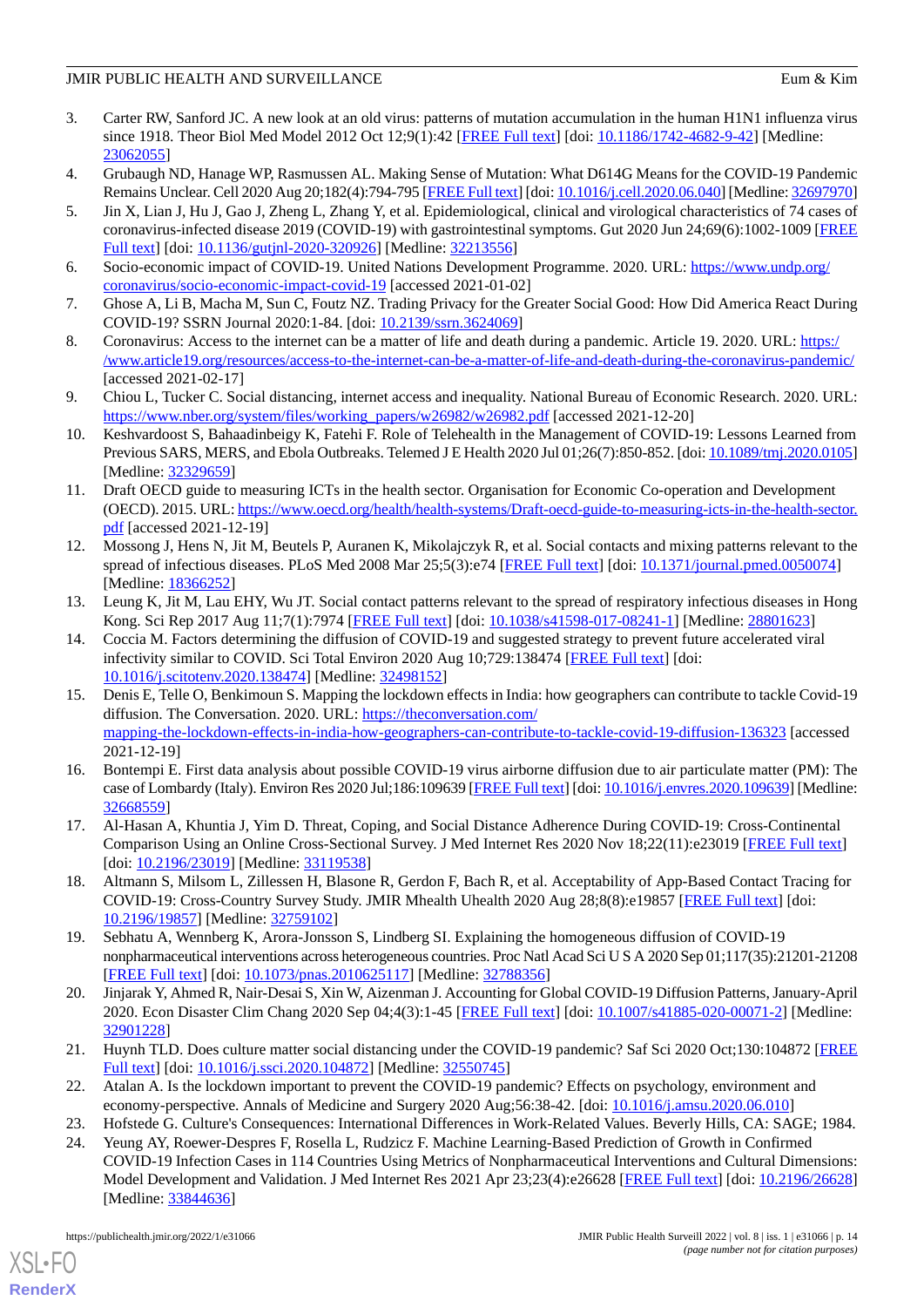3. Carter RW, Sanford JC. A new look at an old virus: patterns of mutation accumulation in the human H1N1 influenza virus since 1918. Theor Biol Med Model 2012 Oct 12;9(1):42 [FREE Full text] [doi: 10.1186/1742-4682-9-42] [Medline: 23062055]
4. Grubaugh ND, Hanage WP, Rasmussen AL. Making Sense of Mutation: What D614G Means for the COVID-19 Pandemic Remains Unclear. Cell 2020 Aug 20;182(4):794-795 [FREE Full text] [doi: 10.1016/j.cell.2020.06.040] [Medline: 32697970]
5. Jin X, Lian J, Hu J, Gao J, Zheng L, Zhang Y, et al. Epidemiological, clinical and virological characteristics of 74 cases of coronavirus-infected disease 2019 (COVID-19) with gastrointestinal symptoms. Gut 2020 Jun 24;69(6):1002-1009 [FREE Full text] [doi: 10.1136/gutjnl-2020-320926] [Medline: 32213556]
6. Socio-economic impact of COVID-19. United Nations Development Programme. 2020. URL: https://www.undp.org/coronavirus/socio-economic-impact-covid-19 [accessed 2021-01-02]
7. Ghose A, Li B, Macha M, Sun C, Foutz NZ. Trading Privacy for the Greater Social Good: How Did America React During COVID-19? SSRN Journal 2020:1-84. [doi: 10.2139/ssrn.3624069]
8. Coronavirus: Access to the internet can be a matter of life and death during a pandemic. Article 19. 2020. URL: https://www.article19.org/resources/access-to-the-internet-can-be-a-matter-of-life-and-death-during-the-coronavirus-pandemic/ [accessed 2021-02-17]
9. Chiou L, Tucker C. Social distancing, internet access and inequality. National Bureau of Economic Research. 2020. URL: https://www.nber.org/system/files/working_papers/w26982/w26982.pdf [accessed 2021-12-20]
10. Keshvardoost S, Bahaadinbeigy K, Fatehi F. Role of Telehealth in the Management of COVID-19: Lessons Learned from Previous SARS, MERS, and Ebola Outbreaks. Telemed J E Health 2020 Jul 01;26(7):850-852. [doi: 10.1089/tmj.2020.0105] [Medline: 32329659]
11. Draft OECD guide to measuring ICTs in the health sector. Organisation for Economic Co-operation and Development (OECD). 2015. URL: https://www.oecd.org/health/health-systems/Draft-oecd-guide-to-measuring-icts-in-the-health-sector.pdf [accessed 2021-12-19]
12. Mossong J, Hens N, Jit M, Beutels P, Auranen K, Mikolajczyk R, et al. Social contacts and mixing patterns relevant to the spread of infectious diseases. PLoS Med 2008 Mar 25;5(3):e74 [FREE Full text] [doi: 10.1371/journal.pmed.0050074] [Medline: 18366252]
13. Leung K, Jit M, Lau EHY, Wu JT. Social contact patterns relevant to the spread of respiratory infectious diseases in Hong Kong. Sci Rep 2017 Aug 11;7(1):7974 [FREE Full text] [doi: 10.1038/s41598-017-08241-1] [Medline: 28801623]
14. Coccia M. Factors determining the diffusion of COVID-19 and suggested strategy to prevent future accelerated viral infectivity similar to COVID. Sci Total Environ 2020 Aug 10;729:138474 [FREE Full text] [doi: 10.1016/j.scitotenv.2020.138474] [Medline: 32498152]
15. Denis E, Telle O, Benkimoun S. Mapping the lockdown effects in India: how geographers can contribute to tackle Covid-19 diffusion. The Conversation. 2020. URL: https://theconversation.com/mapping-the-lockdown-effects-in-india-how-geographers-can-contribute-to-tackle-covid-19-diffusion-136323 [accessed 2021-12-19]
16. Bontempi E. First data analysis about possible COVID-19 virus airborne diffusion due to air particulate matter (PM): The case of Lombardy (Italy). Environ Res 2020 Jul;186:109639 [FREE Full text] [doi: 10.1016/j.envres.2020.109639] [Medline: 32668559]
17. Al-Hasan A, Khuntia J, Yim D. Threat, Coping, and Social Distance Adherence During COVID-19: Cross-Continental Comparison Using an Online Cross-Sectional Survey. J Med Internet Res 2020 Nov 18;22(11):e23019 [FREE Full text] [doi: 10.2196/23019] [Medline: 33119538]
18. Altmann S, Milsom L, Zillessen H, Blasone R, Gerdon F, Bach R, et al. Acceptability of App-Based Contact Tracing for COVID-19: Cross-Country Survey Study. JMIR Mhealth Uhealth 2020 Aug 28;8(8):e19857 [FREE Full text] [doi: 10.2196/19857] [Medline: 32759102]
19. Sebhatu A, Wennberg K, Arora-Jonsson S, Lindberg SI. Explaining the homogeneous diffusion of COVID-19 nonpharmaceutical interventions across heterogeneous countries. Proc Natl Acad Sci U S A 2020 Sep 01;117(35):21201-21208 [FREE Full text] [doi: 10.1073/pnas.2010625117] [Medline: 32788356]
20. Jinjarak Y, Ahmed R, Nair-Desai S, Xin W, Aizenman J. Accounting for Global COVID-19 Diffusion Patterns, January-April 2020. Econ Disaster Clim Chang 2020 Sep 04;4(3):1-45 [FREE Full text] [doi: 10.1007/s41885-020-00071-2] [Medline: 32901228]
21. Huynh TLD. Does culture matter social distancing under the COVID-19 pandemic? Saf Sci 2020 Oct;130:104872 [FREE Full text] [doi: 10.1016/j.ssci.2020.104872] [Medline: 32550745]
22. Atalan A. Is the lockdown important to prevent the COVID-19 pandemic? Effects on psychology, environment and economy-perspective. Annals of Medicine and Surgery 2020 Aug;56:38-42. [doi: 10.1016/j.amsu.2020.06.010]
23. Hofstede G. Culture's Consequences: International Differences in Work-Related Values. Beverly Hills, CA: SAGE; 1984.
24. Yeung AY, Roewer-Despres F, Rosella L, Rudzicz F. Machine Learning-Based Prediction of Growth in Confirmed COVID-19 Infection Cases in 114 Countries Using Metrics of Nonpharmaceutical Interventions and Cultural Dimensions: Model Development and Validation. J Med Internet Res 2021 Apr 23;23(4):e26628 [FREE Full text] [doi: 10.2196/26628] [Medline: 33844636]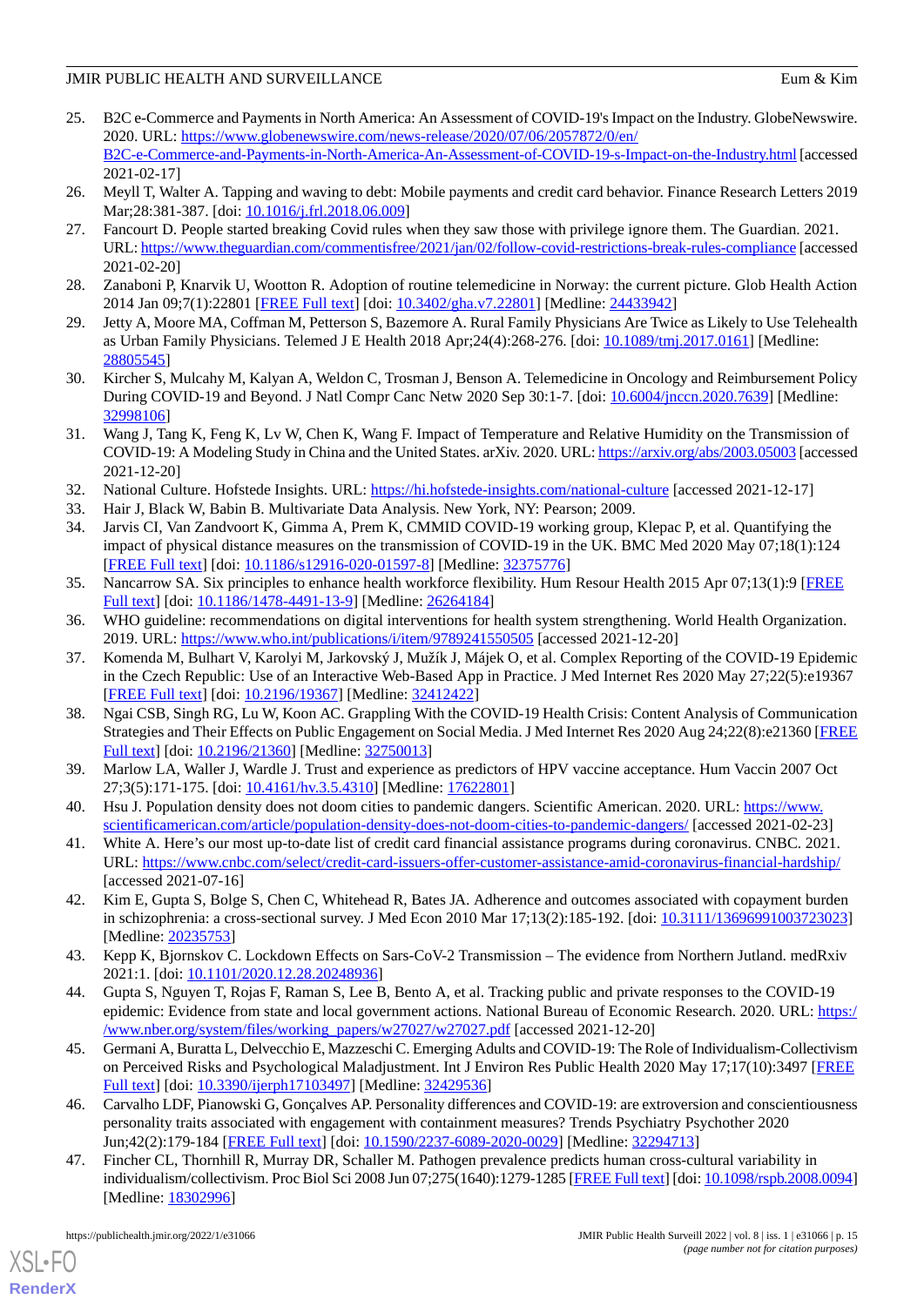25. B2C e-Commerce and Payments in North America: An Assessment of COVID-19's Impact on the Industry. GlobeNewswire. 2020. URL: https://www.globenewswire.com/news-release/2020/07/06/2057872/0/en/B2C-e-Commerce-and-Payments-in-North-America-An-Assessment-of-COVID-19-s-Impact-on-the-Industry.html [accessed 2021-02-17]
26. Meyll T, Walter A. Tapping and waving to debt: Mobile payments and credit card behavior. Finance Research Letters 2019 Mar;28:381-387. [doi: 10.1016/j.frl.2018.06.009]
27. Fancourt D. People started breaking Covid rules when they saw those with privilege ignore them. The Guardian. 2021. URL: https://www.theguardian.com/commentisfree/2021/jan/02/follow-covid-restrictions-break-rules-compliance [accessed 2021-02-20]
28. Zanaboni P, Knarvik U, Wootton R. Adoption of routine telemedicine in Norway: the current picture. Glob Health Action 2014 Jan 09;7(1):22801 [FREE Full text] [doi: 10.3402/gha.v7.22801] [Medline: 24433942]
29. Jetty A, Moore MA, Coffman M, Petterson S, Bazemore A. Rural Family Physicians Are Twice as Likely to Use Telehealth as Urban Family Physicians. Telemed J E Health 2018 Apr;24(4):268-276. [doi: 10.1089/tmj.2017.0161] [Medline: 28805545]
30. Kircher S, Mulcahy M, Kalyan A, Weldon C, Trosman J, Benson A. Telemedicine in Oncology and Reimbursement Policy During COVID-19 and Beyond. J Natl Compr Canc Netw 2020 Sep 30:1-7. [doi: 10.6004/jnccn.2020.7639] [Medline: 32998106]
31. Wang J, Tang K, Feng K, Lv W, Chen K, Wang F. Impact of Temperature and Relative Humidity on the Transmission of COVID-19: A Modeling Study in China and the United States. arXiv. 2020. URL: https://arxiv.org/abs/2003.05003 [accessed 2021-12-20]
32. National Culture. Hofstede Insights. URL: https://hi.hofstede-insights.com/national-culture [accessed 2021-12-17]
33. Hair J, Black W, Babin B. Multivariate Data Analysis. New York, NY: Pearson; 2009.
34. Jarvis CI, Van Zandvoort K, Gimma A, Prem K, CMMID COVID-19 working group, Klepac P, et al. Quantifying the impact of physical distance measures on the transmission of COVID-19 in the UK. BMC Med 2020 May 07;18(1):124 [FREE Full text] [doi: 10.1186/s12916-020-01597-8] [Medline: 32375776]
35. Nancarrow SA. Six principles to enhance health workforce flexibility. Hum Resour Health 2015 Apr 07;13(1):9 [FREE Full text] [doi: 10.1186/1478-4491-13-9] [Medline: 26264184]
36. WHO guideline: recommendations on digital interventions for health system strengthening. World Health Organization. 2019. URL: https://www.who.int/publications/i/item/9789241550505 [accessed 2021-12-20]
37. Komenda M, Bulhart V, Karolyi M, Jarkovský J, Mužík J, Májek O, et al. Complex Reporting of the COVID-19 Epidemic in the Czech Republic: Use of an Interactive Web-Based App in Practice. J Med Internet Res 2020 May 27;22(5):e19367 [FREE Full text] [doi: 10.2196/19367] [Medline: 32412422]
38. Ngai CSB, Singh RG, Lu W, Koon AC. Grappling With the COVID-19 Health Crisis: Content Analysis of Communication Strategies and Their Effects on Public Engagement on Social Media. J Med Internet Res 2020 Aug 24;22(8):e21360 [FREE Full text] [doi: 10.2196/21360] [Medline: 32750013]
39. Marlow LA, Waller J, Wardle J. Trust and experience as predictors of HPV vaccine acceptance. Hum Vaccin 2007 Oct 27;3(5):171-175. [doi: 10.4161/hv.3.5.4310] [Medline: 17622801]
40. Hsu J. Population density does not doom cities to pandemic dangers. Scientific American. 2020. URL: https://www.scientificamerican.com/article/population-density-does-not-doom-cities-to-pandemic-dangers/ [accessed 2021-02-23]
41. White A. Here's our most up-to-date list of credit card financial assistance programs during coronavirus. CNBC. 2021. URL: https://www.cnbc.com/select/credit-card-issuers-offer-customer-assistance-amid-coronavirus-financial-hardship/ [accessed 2021-07-16]
42. Kim E, Gupta S, Bolge S, Chen C, Whitehead R, Bates JA. Adherence and outcomes associated with copayment burden in schizophrenia: a cross-sectional survey. J Med Econ 2010 Mar 17;13(2):185-192. [doi: 10.3111/13696991003723023] [Medline: 20235753]
43. Kepp K, Bjornskov C. Lockdown Effects on Sars-CoV-2 Transmission – The evidence from Northern Jutland. medRxiv 2021:1. [doi: 10.1101/2020.12.28.20248936]
44. Gupta S, Nguyen T, Rojas F, Raman S, Lee B, Bento A, et al. Tracking public and private responses to the COVID-19 epidemic: Evidence from state and local government actions. National Bureau of Economic Research. 2020. URL: https://www.nber.org/system/files/working_papers/w27027/w27027.pdf [accessed 2021-12-20]
45. Germani A, Buratta L, Delvecchio E, Mazzeschi C. Emerging Adults and COVID-19: The Role of Individualism-Collectivism on Perceived Risks and Psychological Maladjustment. Int J Environ Res Public Health 2020 May 17;17(10):3497 [FREE Full text] [doi: 10.3390/ijerph17103497] [Medline: 32429536]
46. Carvalho LDF, Pianowski G, Gonçalves AP. Personality differences and COVID-19: are extroversion and conscientiousness personality traits associated with engagement with containment measures? Trends Psychiatry Psychother 2020 Jun;42(2):179-184 [FREE Full text] [doi: 10.1590/2237-6089-2020-0029] [Medline: 32294713]
47. Fincher CL, Thornhill R, Murray DR, Schaller M. Pathogen prevalence predicts human cross-cultural variability in individualism/collectivism. Proc Biol Sci 2008 Jun 07;275(1640):1279-1285 [FREE Full text] [doi: 10.1098/rspb.2008.0094] [Medline: 18302996]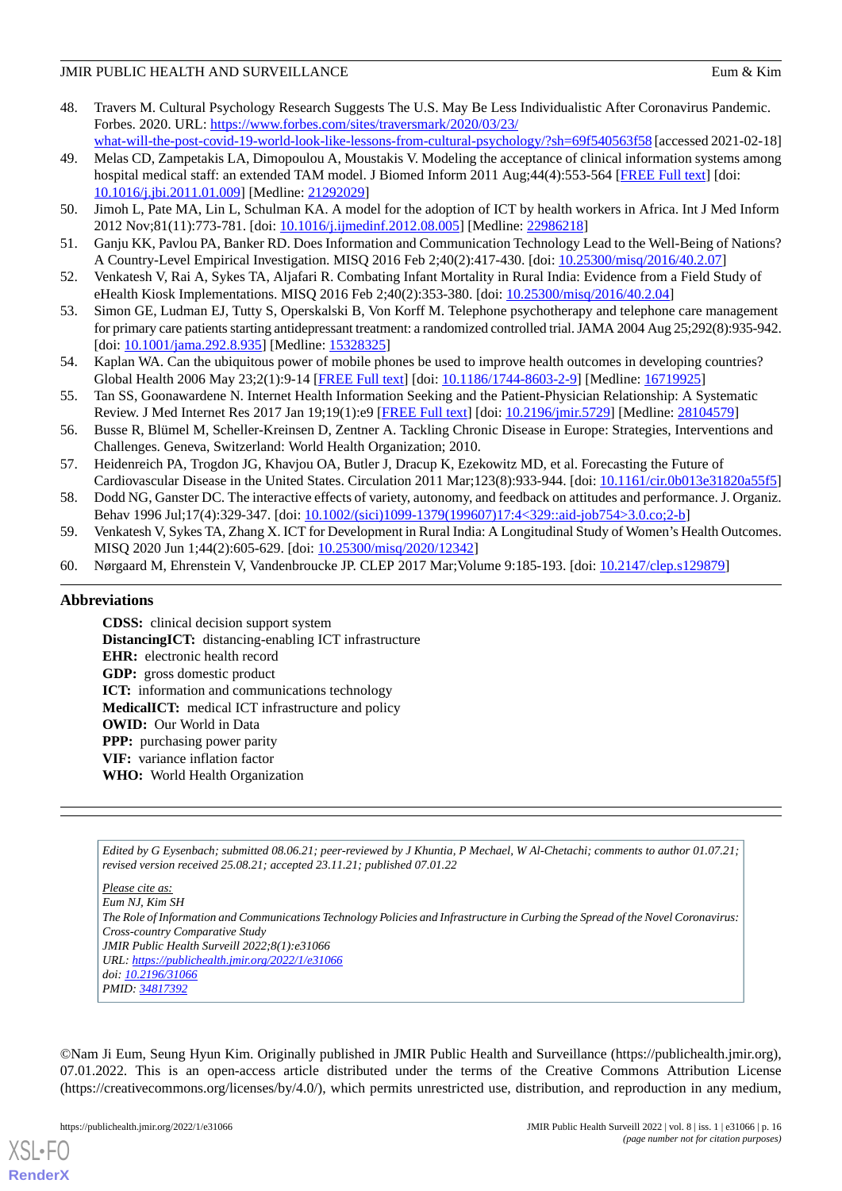48. Travers M. Cultural Psychology Research Suggests The U.S. May Be Less Individualistic After Coronavirus Pandemic. Forbes. 2020. URL: https://www.forbes.com/sites/traversmark/2020/03/23/what-will-the-post-covid-19-world-look-like-lessons-from-cultural-psychology/?sh=69f540563f58 [accessed 2021-02-18]
49. Melas CD, Zampetakis LA, Dimopoulou A, Moustakis V. Modeling the acceptance of clinical information systems among hospital medical staff: an extended TAM model. J Biomed Inform 2011 Aug;44(4):553-564 [FREE Full text] [doi: 10.1016/j.jbi.2011.01.009] [Medline: 21292029]
50. Jimoh L, Pate MA, Lin L, Schulman KA. A model for the adoption of ICT by health workers in Africa. Int J Med Inform 2012 Nov;81(11):773-781. [doi: 10.1016/j.ijmedinf.2012.08.005] [Medline: 22986218]
51. Ganju KK, Pavlou PA, Banker RD. Does Information and Communication Technology Lead to the Well-Being of Nations? A Country-Level Empirical Investigation. MISQ 2016 Feb 2;40(2):417-430. [doi: 10.25300/misq/2016/40.2.07]
52. Venkatesh V, Rai A, Sykes TA, Aljafari R. Combating Infant Mortality in Rural India: Evidence from a Field Study of eHealth Kiosk Implementations. MISQ 2016 Feb 2;40(2):353-380. [doi: 10.25300/misq/2016/40.2.04]
53. Simon GE, Ludman EJ, Tutty S, Operskalski B, Von Korff M. Telephone psychotherapy and telephone care management for primary care patients starting antidepressant treatment: a randomized controlled trial. JAMA 2004 Aug 25;292(8):935-942. [doi: 10.1001/jama.292.8.935] [Medline: 15328325]
54. Kaplan WA. Can the ubiquitous power of mobile phones be used to improve health outcomes in developing countries? Global Health 2006 May 23;2(1):9-14 [FREE Full text] [doi: 10.1186/1744-8603-2-9] [Medline: 16719925]
55. Tan SS, Goonawardene N. Internet Health Information Seeking and the Patient-Physician Relationship: A Systematic Review. J Med Internet Res 2017 Jan 19;19(1):e9 [FREE Full text] [doi: 10.2196/jmir.5729] [Medline: 28104579]
56. Busse R, Blümel M, Scheller-Kreinsen D, Zentner A. Tackling Chronic Disease in Europe: Strategies, Interventions and Challenges. Geneva, Switzerland: World Health Organization; 2010.
57. Heidenreich PA, Trogdon JG, Khavjou OA, Butler J, Dracup K, Ezekowitz MD, et al. Forecasting the Future of Cardiovascular Disease in the United States. Circulation 2011 Mar;123(8):933-944. [doi: 10.1161/cir.0b013e31820a55f5]
58. Dodd NG, Ganster DC. The interactive effects of variety, autonomy, and feedback on attitudes and performance. J. Organiz. Behav 1996 Jul;17(4):329-347. [doi: 10.1002/(sici)1099-1379(199607)17:4<329::aid-job754>3.0.co;2-b]
59. Venkatesh V, Sykes TA, Zhang X. ICT for Development in Rural India: A Longitudinal Study of Women's Health Outcomes. MISQ 2020 Jun 1;44(2):605-629. [doi: 10.25300/misq/2020/12342]
60. Nørgaard M, Ehrenstein V, Vandenbroucke JP. CLEP 2017 Mar;Volume 9:185-193. [doi: 10.2147/clep.s129879]

## Abbreviations

**CDSS:** clinical decision support system
**DistancingICT:** distancing-enabling ICT infrastructure
**EHR:** electronic health record
**GDP:** gross domestic product
**ICT:** information and communications technology
**MedicalICT:** medical ICT infrastructure and policy
**OWID:** Our World in Data
**PPP:** purchasing power parity
**VIF:** variance inflation factor
**WHO:** World Health Organization

*Edited by G Eysenbach; submitted 08.06.21; peer-reviewed by J Khuntia, P Mechael, W Al-Chetachi; comments to author 01.07.21; revised version received 25.08.21; accepted 23.11.21; published 07.01.22*

*Please cite as:*
*Eum NJ, Kim SH*
*The Role of Information and Communications Technology Policies and Infrastructure in Curbing the Spread of the Novel Coronavirus: Cross-country Comparative Study*
*JMIR Public Health Surveill 2022;8(1):e31066*
*URL: https://publichealth.jmir.org/2022/1/e31066*
*doi: 10.2196/31066*
*PMID: 34817392*

©Nam Ji Eum, Seung Hyun Kim. Originally published in JMIR Public Health and Surveillance (https://publichealth.jmir.org), 07.01.2022. This is an open-access article distributed under the terms of the Creative Commons Attribution License (https://creativecommons.org/licenses/by/4.0/), which permits unrestricted use, distribution, and reproduction in any medium,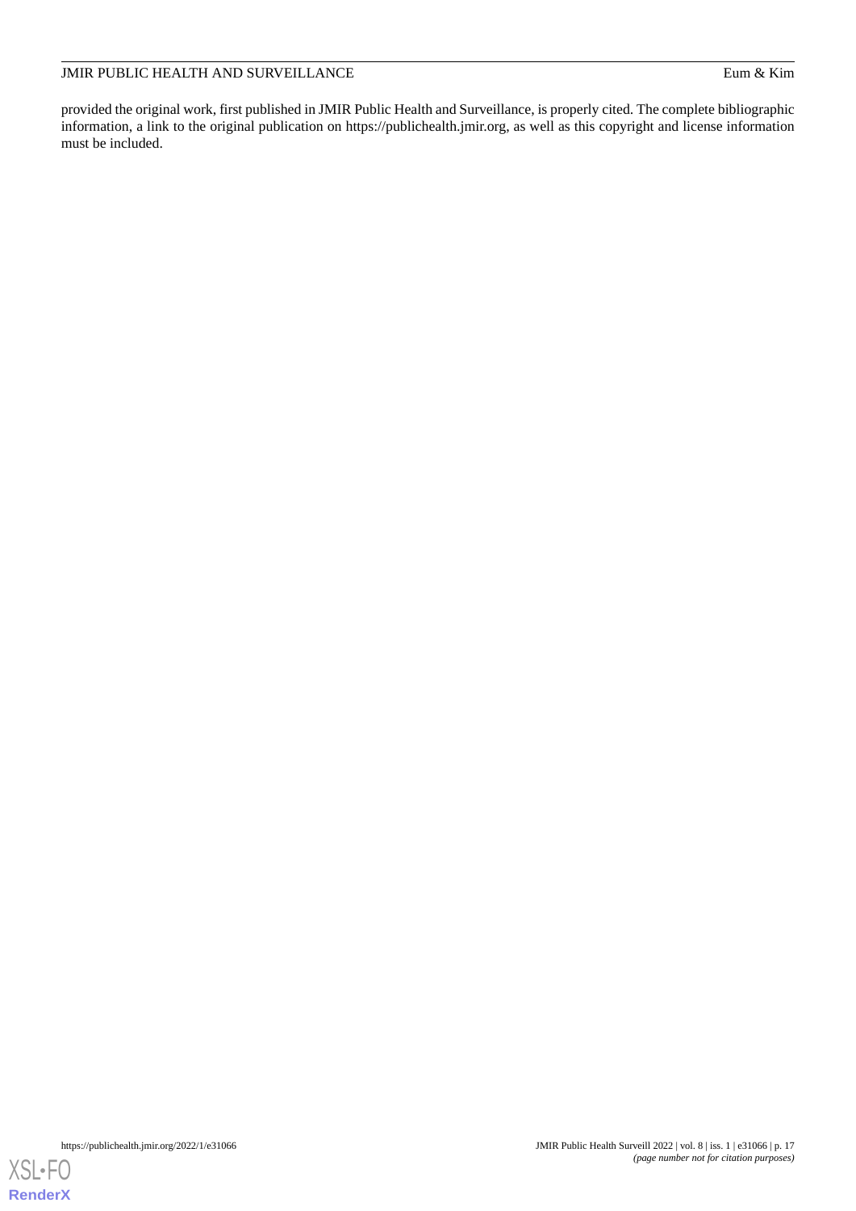provided the original work, first published in JMIR Public Health and Surveillance, is properly cited. The complete bibliographic information, a link to the original publication on https://publichealth.jmir.org, as well as this copyright and license information must be included.